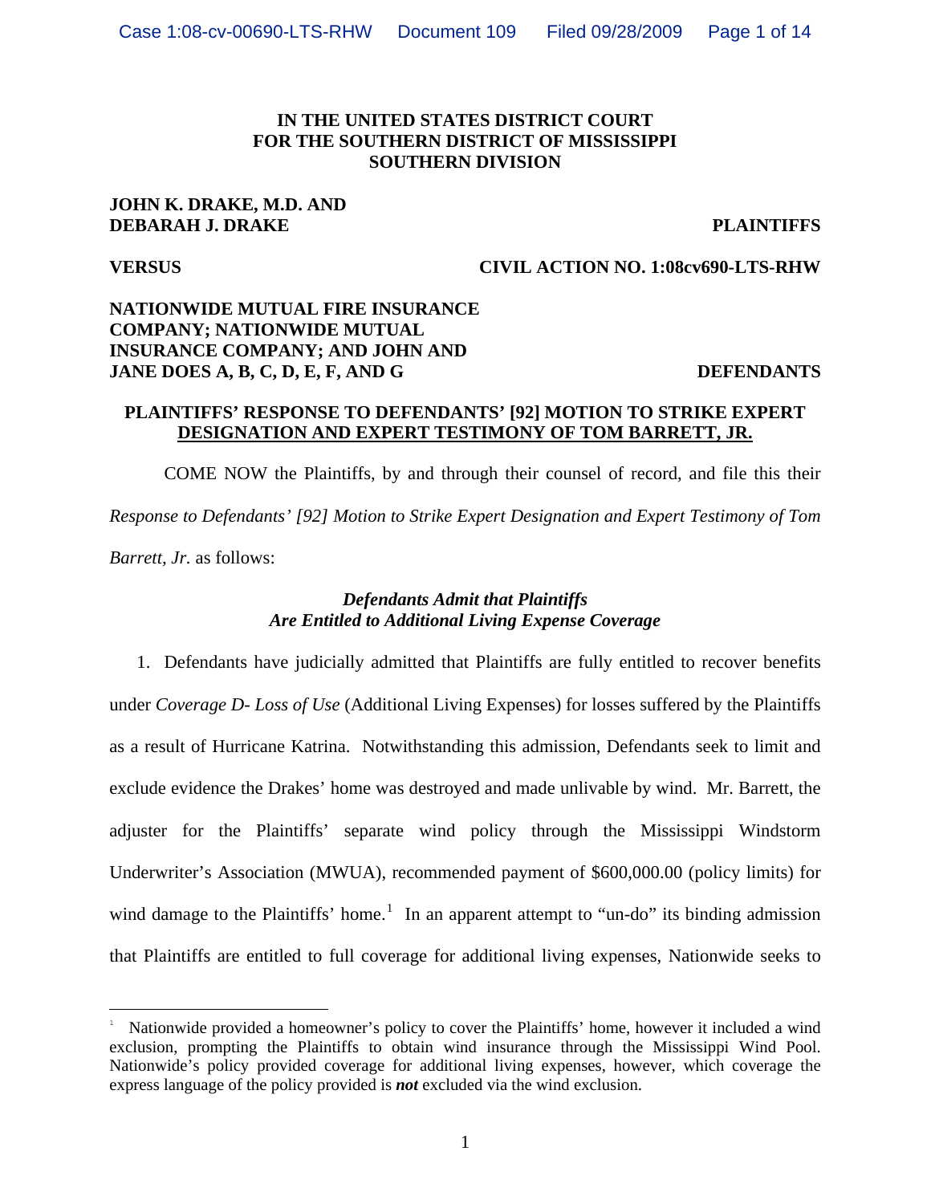**IN THE UNITED STATES DISTRICT COURT**
**FOR THE SOUTHERN DISTRICT OF MISSISSIPPI**
**SOUTHERN DIVISION**

**JOHN K. DRAKE, M.D. AND DEBARAH J. DRAKE** **PLAINTIFFS**

**VERSUS** **CIVIL ACTION NO. 1:08cv690-LTS-RHW**

**NATIONWIDE MUTUAL FIRE INSURANCE COMPANY; NATIONWIDE MUTUAL INSURANCE COMPANY; AND JOHN AND JANE DOES A, B, C, D, E, F, AND G** **DEFENDANTS**

**PLAINTIFFS' RESPONSE TO DEFENDANTS' [92] MOTION TO STRIKE EXPERT DESIGNATION AND EXPERT TESTIMONY OF TOM BARRETT, JR.**

COME NOW the Plaintiffs, by and through their counsel of record, and file this their *Response to Defendants' [92] Motion to Strike Expert Designation and Expert Testimony of Tom Barrett, Jr.* as follows:

***Defendants Admit that Plaintiffs Are Entitled to Additional Living Expense Coverage***

1. Defendants have judicially admitted that Plaintiffs are fully entitled to recover benefits under *Coverage D- Loss of Use* (Additional Living Expenses) for losses suffered by the Plaintiffs as a result of Hurricane Katrina. Notwithstanding this admission, Defendants seek to limit and exclude evidence the Drakes' home was destroyed and made unlivable by wind. Mr. Barrett, the adjuster for the Plaintiffs' separate wind policy through the Mississippi Windstorm Underwriter's Association (MWUA), recommended payment of $600,000.00 (policy limits) for wind damage to the Plaintiffs' home.[1] In an apparent attempt to "un-do" its binding admission that Plaintiffs are entitled to full coverage for additional living expenses, Nationwide seeks to

[1] Nationwide provided a homeowner's policy to cover the Plaintiffs' home, however it included a wind exclusion, prompting the Plaintiffs to obtain wind insurance through the Mississippi Wind Pool. Nationwide's policy provided coverage for additional living expenses, however, which coverage the express language of the policy provided is ***not*** excluded via the wind exclusion.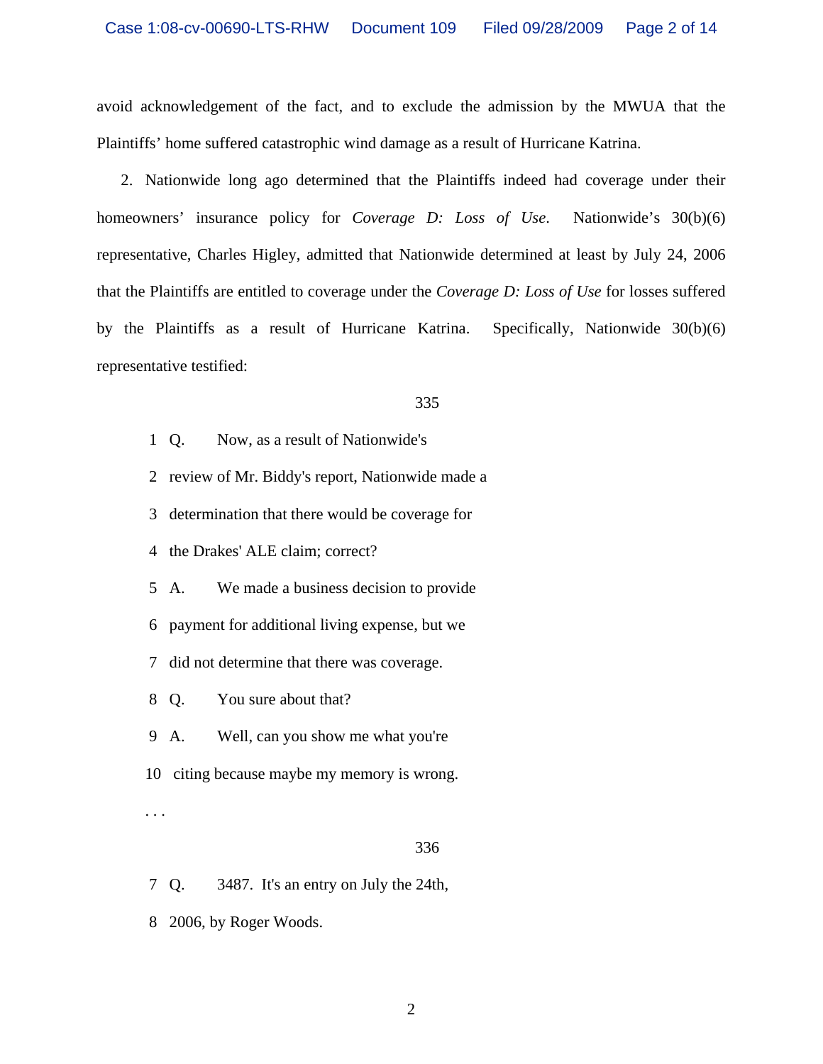avoid acknowledgement of the fact, and to exclude the admission by the MWUA that the Plaintiffs' home suffered catastrophic wind damage as a result of Hurricane Katrina.

2. Nationwide long ago determined that the Plaintiffs indeed had coverage under their homeowners' insurance policy for *Coverage D: Loss of Use*. Nationwide's 30(b)(6) representative, Charles Higley, admitted that Nationwide determined at least by July 24, 2006 that the Plaintiffs are entitled to coverage under the *Coverage D: Loss of Use* for losses suffered by the Plaintiffs as a result of Hurricane Katrina. Specifically, Nationwide 30(b)(6) representative testified:

335

1 Q. Now, as a result of Nationwide's

2 review of Mr. Biddy's report, Nationwide made a

3 determination that there would be coverage for

4 the Drakes' ALE claim; correct?

5 A. We made a business decision to provide

6 payment for additional living expense, but we

7 did not determine that there was coverage.

8 Q. You sure about that?

9 A. Well, can you show me what you're

10 citing because maybe my memory is wrong.

. . .

336

7 Q. 3487. It's an entry on July the 24th,

8 2006, by Roger Woods.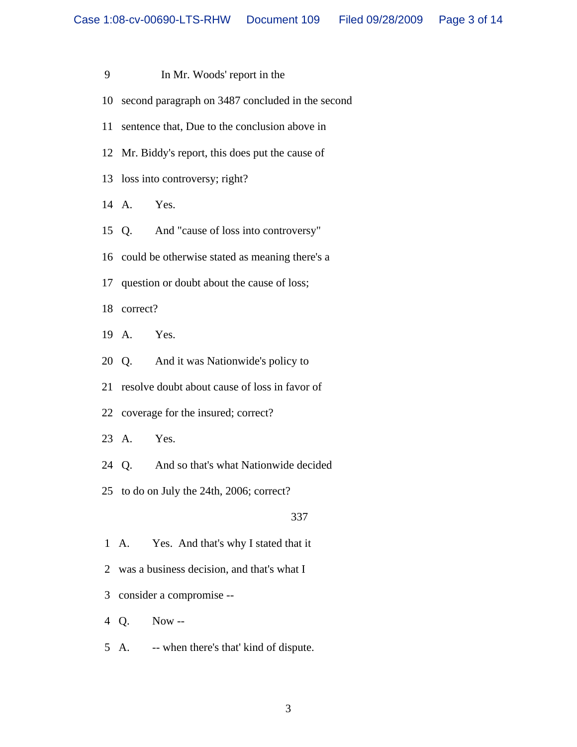9 In Mr. Woods' report in the

10 second paragraph on 3487 concluded in the second

11 sentence that, Due to the conclusion above in

12 Mr. Biddy's report, this does put the cause of

13 loss into controversy; right?

14 A. Yes.

15 Q. And "cause of loss into controversy"

16 could be otherwise stated as meaning there's a

17 question or doubt about the cause of loss;

18 correct?

19 A. Yes.

20 Q. And it was Nationwide's policy to

21 resolve doubt about cause of loss in favor of

22 coverage for the insured; correct?

23 A. Yes.

24 Q. And so that's what Nationwide decided

25 to do on July the 24th, 2006; correct?

337

1 A. Yes. And that's why I stated that it

2 was a business decision, and that's what I

3 consider a compromise --

4 Q. Now --

5 A. -- when there's that' kind of dispute.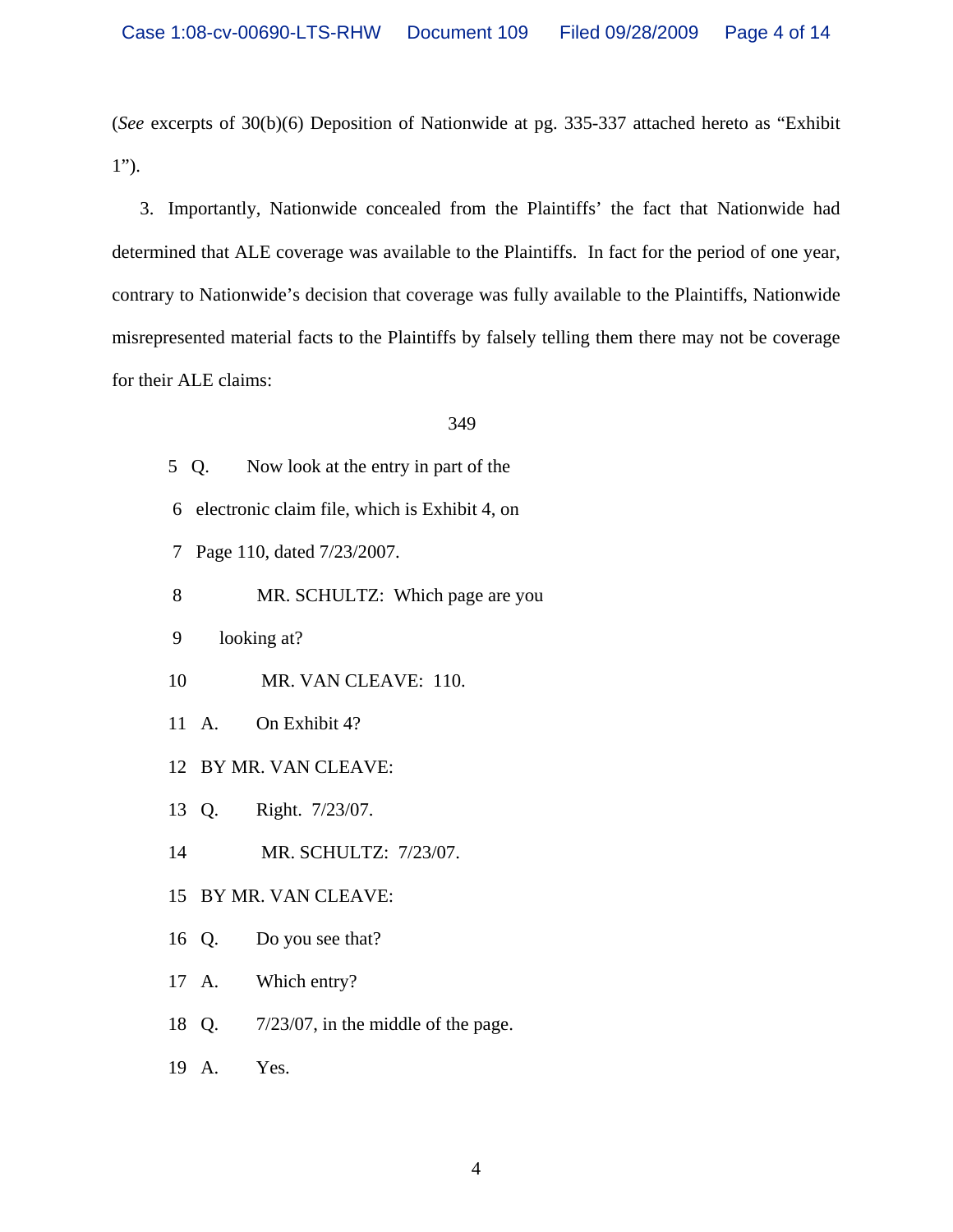(*See* excerpts of 30(b)(6) Deposition of Nationwide at pg. 335-337 attached hereto as "Exhibit 1").

3. Importantly, Nationwide concealed from the Plaintiffs' the fact that Nationwide had determined that ALE coverage was available to the Plaintiffs. In fact for the period of one year, contrary to Nationwide's decision that coverage was fully available to the Plaintiffs, Nationwide misrepresented material facts to the Plaintiffs by falsely telling them there may not be coverage for their ALE claims:

349

5 Q. Now look at the entry in part of the

6 electronic claim file, which is Exhibit 4, on

7 Page 110, dated 7/23/2007.

8 MR. SCHULTZ: Which page are you

9 looking at?

10 MR. VAN CLEAVE: 110.

11 A. On Exhibit 4?

12 BY MR. VAN CLEAVE:

13 Q. Right. 7/23/07.

14 MR. SCHULTZ: 7/23/07.

15 BY MR. VAN CLEAVE:

16 Q. Do you see that?

17 A. Which entry?

18 Q. 7/23/07, in the middle of the page.

19 A. Yes.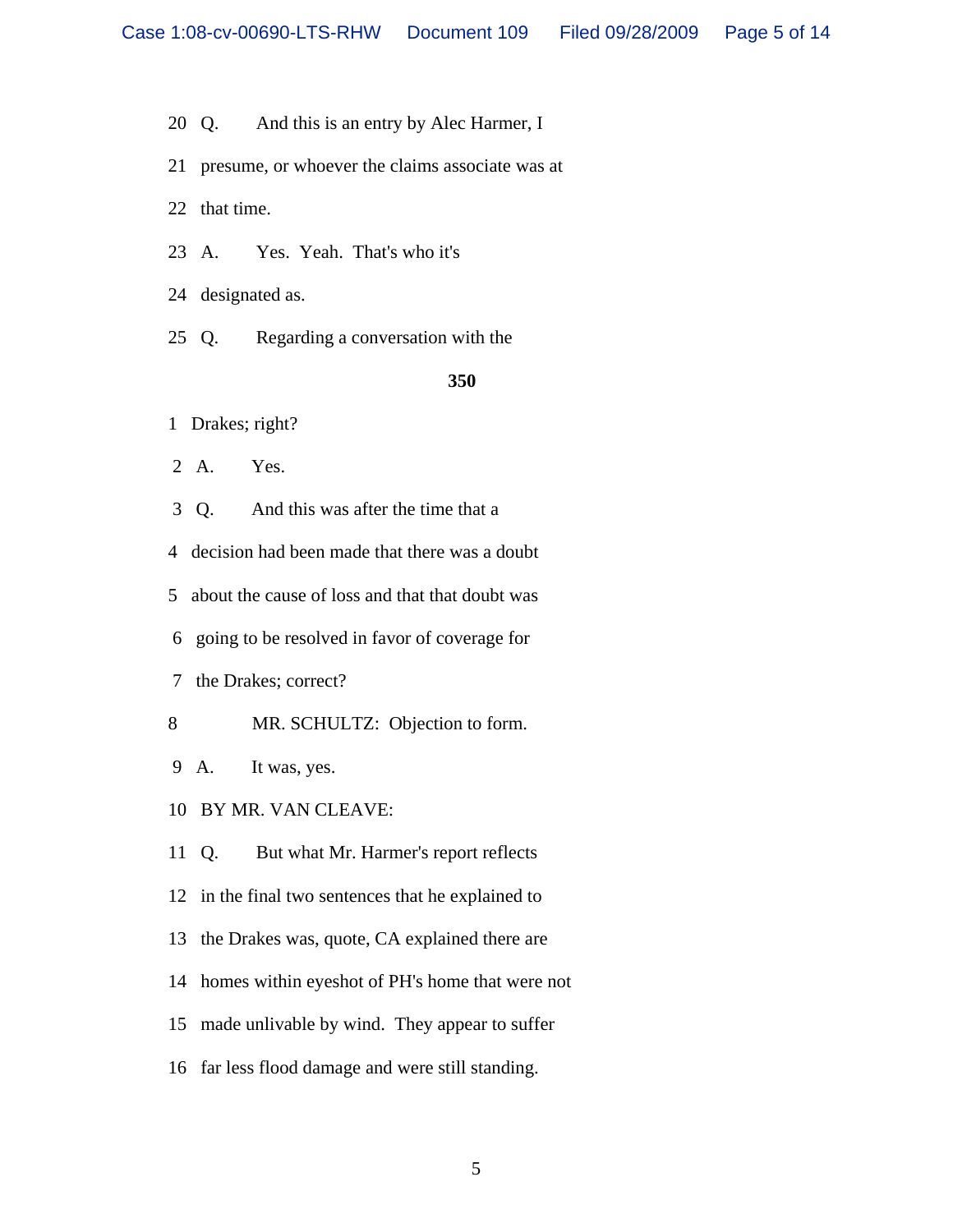20 Q. And this is an entry by Alec Harmer, I

21 presume, or whoever the claims associate was at

22 that time.

23 A. Yes. Yeah. That's who it's

24 designated as.

25 Q. Regarding a conversation with the

**350**

1 Drakes; right?

2 A. Yes.

3 Q. And this was after the time that a

4 decision had been made that there was a doubt

5 about the cause of loss and that that doubt was

6 going to be resolved in favor of coverage for

7 the Drakes; correct?

8 MR. SCHULTZ: Objection to form.

9 A. It was, yes.

10 BY MR. VAN CLEAVE:

11 Q. But what Mr. Harmer's report reflects

12 in the final two sentences that he explained to

13 the Drakes was, quote, CA explained there are

14 homes within eyeshot of PH's home that were not

15 made unlivable by wind. They appear to suffer

16 far less flood damage and were still standing.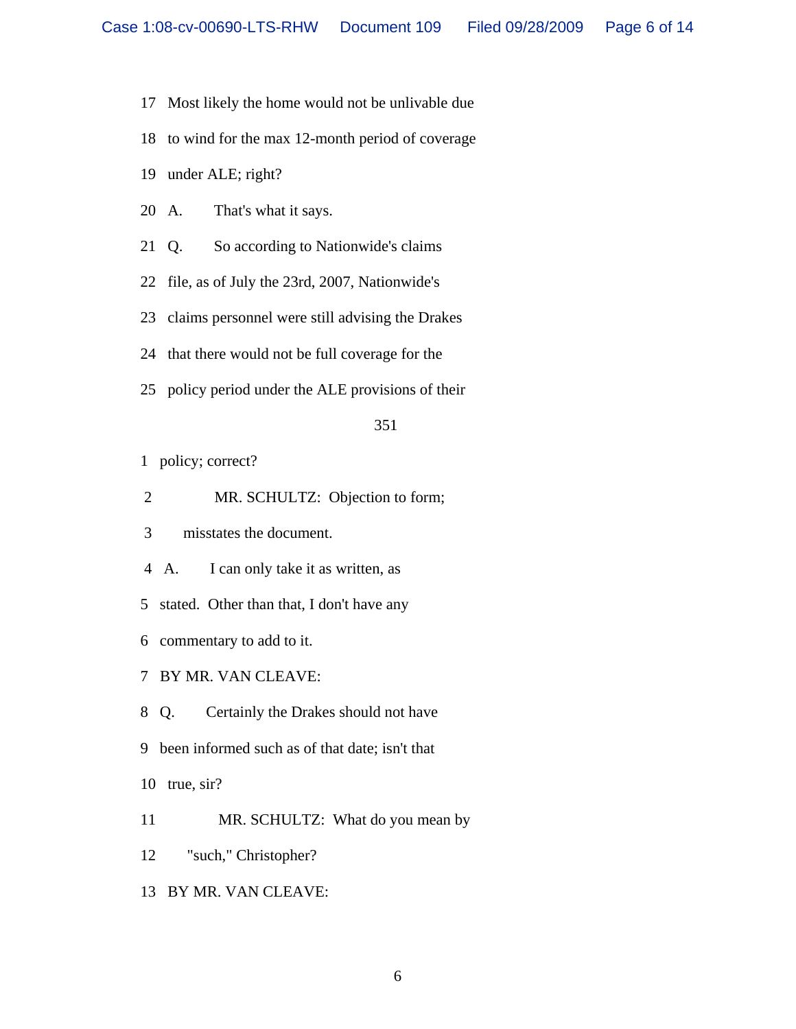17 Most likely the home would not be unlivable due

18 to wind for the max 12-month period of coverage

19 under ALE; right?

20 A. That's what it says.

21 Q. So according to Nationwide's claims

22 file, as of July the 23rd, 2007, Nationwide's

23 claims personnel were still advising the Drakes

24 that there would not be full coverage for the

25 policy period under the ALE provisions of their

351

1 policy; correct?

2 MR. SCHULTZ: Objection to form;

3 misstates the document.

4 A. I can only take it as written, as

5 stated. Other than that, I don't have any

6 commentary to add to it.

7 BY MR. VAN CLEAVE:

8 Q. Certainly the Drakes should not have

9 been informed such as of that date; isn't that

10 true, sir?

11 MR. SCHULTZ: What do you mean by

12 "such," Christopher?

13 BY MR. VAN CLEAVE: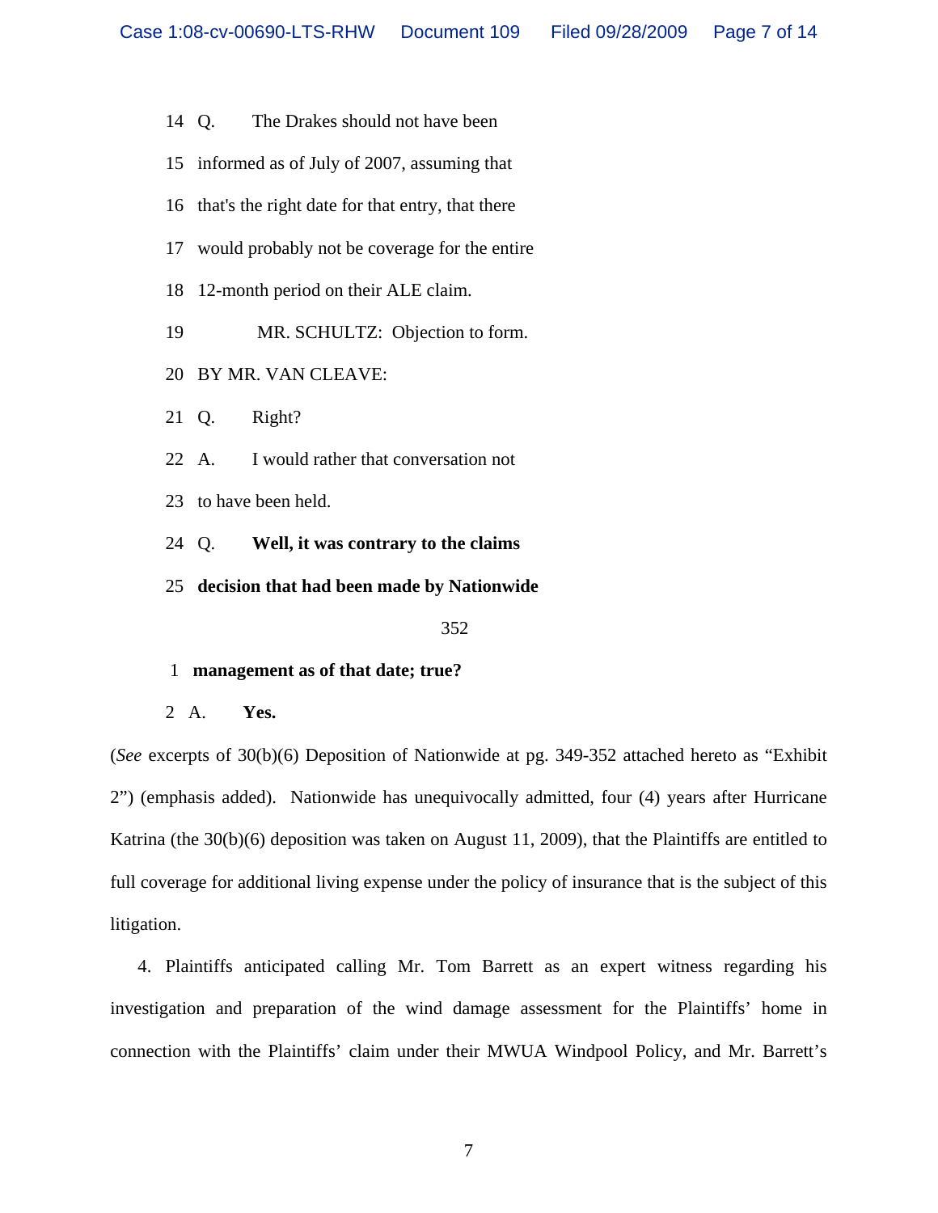14 Q. The Drakes should not have been

15 informed as of July of 2007, assuming that

16 that's the right date for that entry, that there

17 would probably not be coverage for the entire

18 12-month period on their ALE claim.

19 MR. SCHULTZ: Objection to form.

20 BY MR. VAN CLEAVE:

21 Q. Right?

22 A. I would rather that conversation not

23 to have been held.

24 Q. **Well, it was contrary to the claims**

25 **decision that had been made by Nationwide**

352

1 **management as of that date; true?**

2 A. **Yes.**

(*See* excerpts of 30(b)(6) Deposition of Nationwide at pg. 349-352 attached hereto as "Exhibit 2") (emphasis added). Nationwide has unequivocally admitted, four (4) years after Hurricane Katrina (the 30(b)(6) deposition was taken on August 11, 2009), that the Plaintiffs are entitled to full coverage for additional living expense under the policy of insurance that is the subject of this litigation.

4. Plaintiffs anticipated calling Mr. Tom Barrett as an expert witness regarding his investigation and preparation of the wind damage assessment for the Plaintiffs' home in connection with the Plaintiffs' claim under their MWUA Windpool Policy, and Mr. Barrett's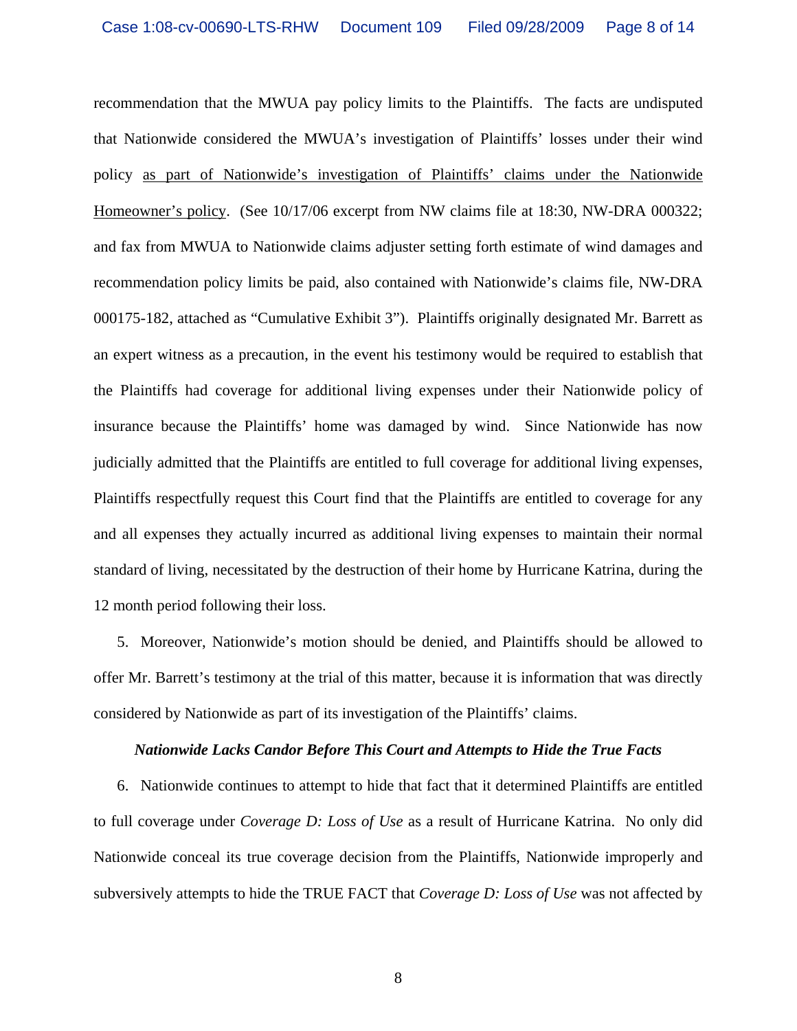recommendation that the MWUA pay policy limits to the Plaintiffs. The facts are undisputed that Nationwide considered the MWUA's investigation of Plaintiffs' losses under their wind policy <u>as part of Nationwide's investigation of Plaintiffs' claims under the Nationwide Homeowner's policy</u>. (See 10/17/06 excerpt from NW claims file at 18:30, NW-DRA 000322; and fax from MWUA to Nationwide claims adjuster setting forth estimate of wind damages and recommendation policy limits be paid, also contained with Nationwide's claims file, NW-DRA 000175-182, attached as "Cumulative Exhibit 3"). Plaintiffs originally designated Mr. Barrett as an expert witness as a precaution, in the event his testimony would be required to establish that the Plaintiffs had coverage for additional living expenses under their Nationwide policy of insurance because the Plaintiffs' home was damaged by wind. Since Nationwide has now judicially admitted that the Plaintiffs are entitled to full coverage for additional living expenses, Plaintiffs respectfully request this Court find that the Plaintiffs are entitled to coverage for any and all expenses they actually incurred as additional living expenses to maintain their normal standard of living, necessitated by the destruction of their home by Hurricane Katrina, during the 12 month period following their loss.

5. Moreover, Nationwide's motion should be denied, and Plaintiffs should be allowed to offer Mr. Barrett's testimony at the trial of this matter, because it is information that was directly considered by Nationwide as part of its investigation of the Plaintiffs' claims.

***Nationwide Lacks Candor Before This Court and Attempts to Hide the True Facts***

6. Nationwide continues to attempt to hide that fact that it determined Plaintiffs are entitled to full coverage under *Coverage D: Loss of Use* as a result of Hurricane Katrina. No only did Nationwide conceal its true coverage decision from the Plaintiffs, Nationwide improperly and subversively attempts to hide the TRUE FACT that *Coverage D: Loss of Use* was not affected by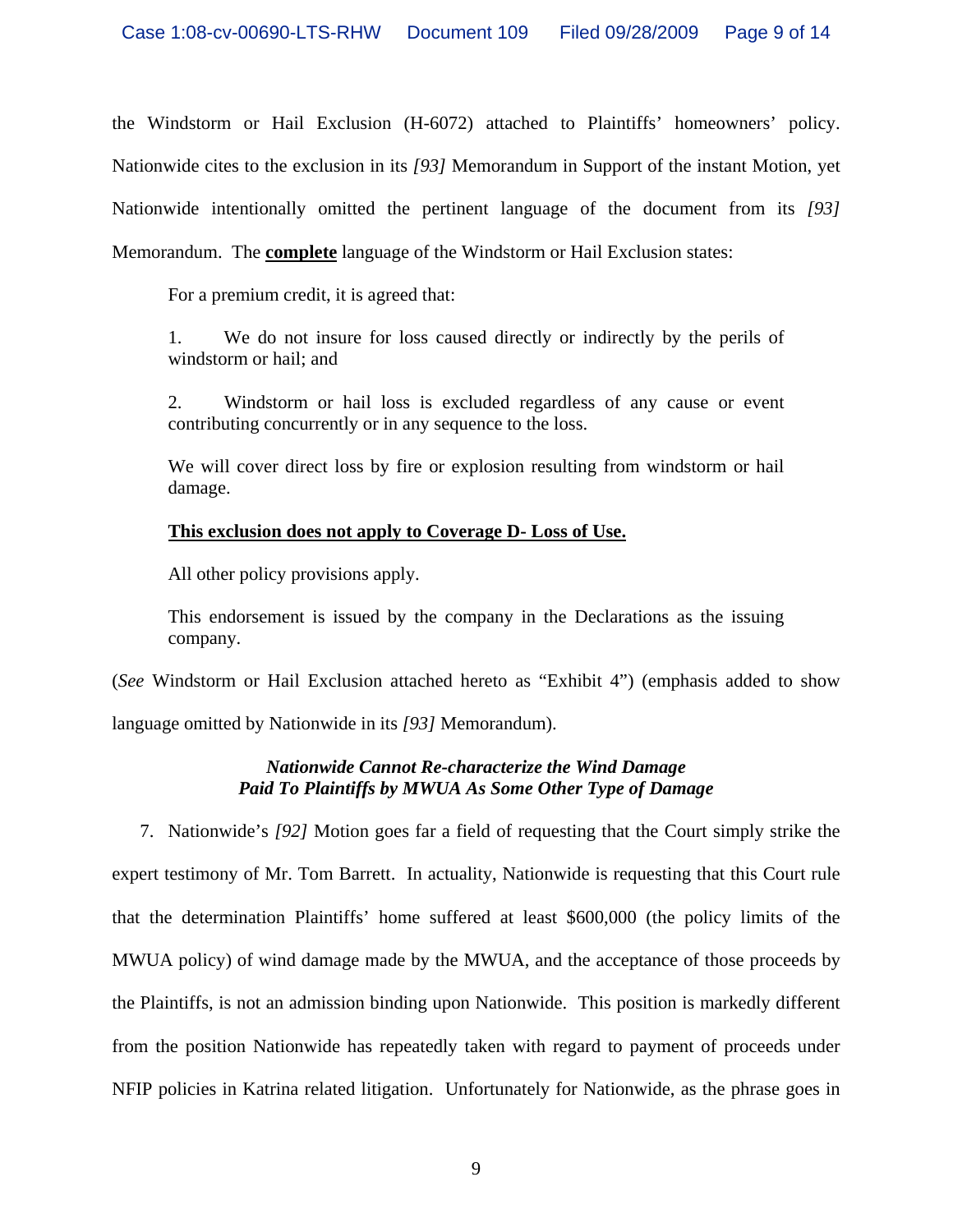the Windstorm or Hail Exclusion (H-6072) attached to Plaintiffs' homeowners' policy. Nationwide cites to the exclusion in its *[93]* Memorandum in Support of the instant Motion, yet Nationwide intentionally omitted the pertinent language of the document from its *[93]* Memorandum. The **complete** language of the Windstorm or Hail Exclusion states:

> For a premium credit, it is agreed that:
>
> 1. We do not insure for loss caused directly or indirectly by the perils of windstorm or hail; and
>
> 2. Windstorm or hail loss is excluded regardless of any cause or event contributing concurrently or in any sequence to the loss.
>
> We will cover direct loss by fire or explosion resulting from windstorm or hail damage.
>
> **This exclusion does not apply to Coverage D- Loss of Use.**
>
> All other policy provisions apply.
>
> This endorsement is issued by the company in the Declarations as the issuing company.

(*See* Windstorm or Hail Exclusion attached hereto as "Exhibit 4") (emphasis added to show language omitted by Nationwide in its *[93]* Memorandum).

***Nationwide Cannot Re-characterize the Wind Damage Paid To Plaintiffs by MWUA As Some Other Type of Damage***

7. Nationwide's *[92]* Motion goes far a field of requesting that the Court simply strike the expert testimony of Mr. Tom Barrett. In actuality, Nationwide is requesting that this Court rule that the determination Plaintiffs' home suffered at least $600,000 (the policy limits of the MWUA policy) of wind damage made by the MWUA, and the acceptance of those proceeds by the Plaintiffs, is not an admission binding upon Nationwide. This position is markedly different from the position Nationwide has repeatedly taken with regard to payment of proceeds under NFIP policies in Katrina related litigation. Unfortunately for Nationwide, as the phrase goes in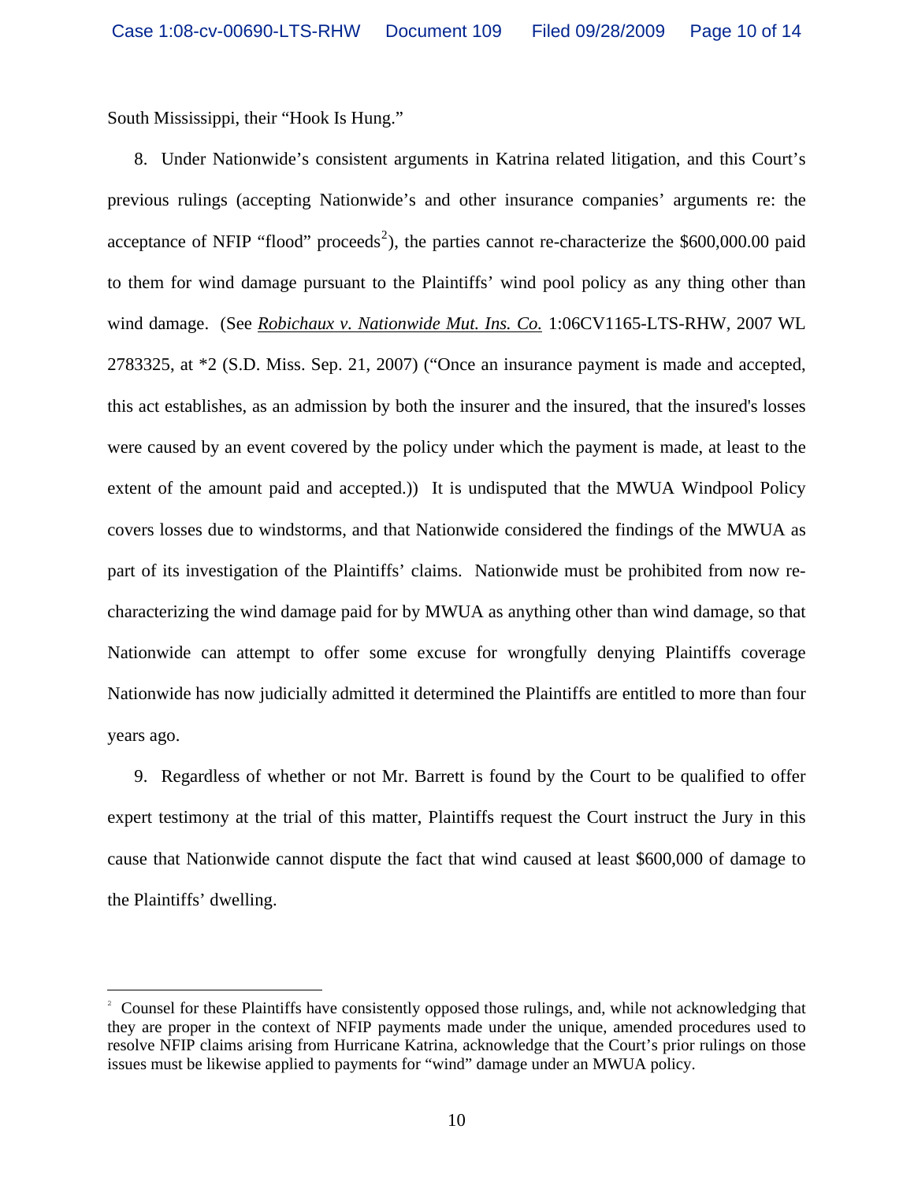South Mississippi, their "Hook Is Hung."

8. Under Nationwide's consistent arguments in Katrina related litigation, and this Court's previous rulings (accepting Nationwide's and other insurance companies' arguments re: the acceptance of NFIP "flood" proceeds[2]), the parties cannot re-characterize the $600,000.00 paid to them for wind damage pursuant to the Plaintiffs' wind pool policy as any thing other than wind damage. (See *Robichaux v. Nationwide Mut. Ins. Co.* 1:06CV1165-LTS-RHW, 2007 WL 2783325, at *2 (S.D. Miss. Sep. 21, 2007) ("Once an insurance payment is made and accepted, this act establishes, as an admission by both the insurer and the insured, that the insured's losses were caused by an event covered by the policy under which the payment is made, at least to the extent of the amount paid and accepted.)) It is undisputed that the MWUA Windpool Policy covers losses due to windstorms, and that Nationwide considered the findings of the MWUA as part of its investigation of the Plaintiffs' claims. Nationwide must be prohibited from now re-characterizing the wind damage paid for by MWUA as anything other than wind damage, so that Nationwide can attempt to offer some excuse for wrongfully denying Plaintiffs coverage Nationwide has now judicially admitted it determined the Plaintiffs are entitled to more than four years ago.

9. Regardless of whether or not Mr. Barrett is found by the Court to be qualified to offer expert testimony at the trial of this matter, Plaintiffs request the Court instruct the Jury in this cause that Nationwide cannot dispute the fact that wind caused at least $600,000 of damage to the Plaintiffs' dwelling.

---

[2] Counsel for these Plaintiffs have consistently opposed those rulings, and, while not acknowledging that they are proper in the context of NFIP payments made under the unique, amended procedures used to resolve NFIP claims arising from Hurricane Katrina, acknowledge that the Court's prior rulings on those issues must be likewise applied to payments for "wind" damage under an MWUA policy.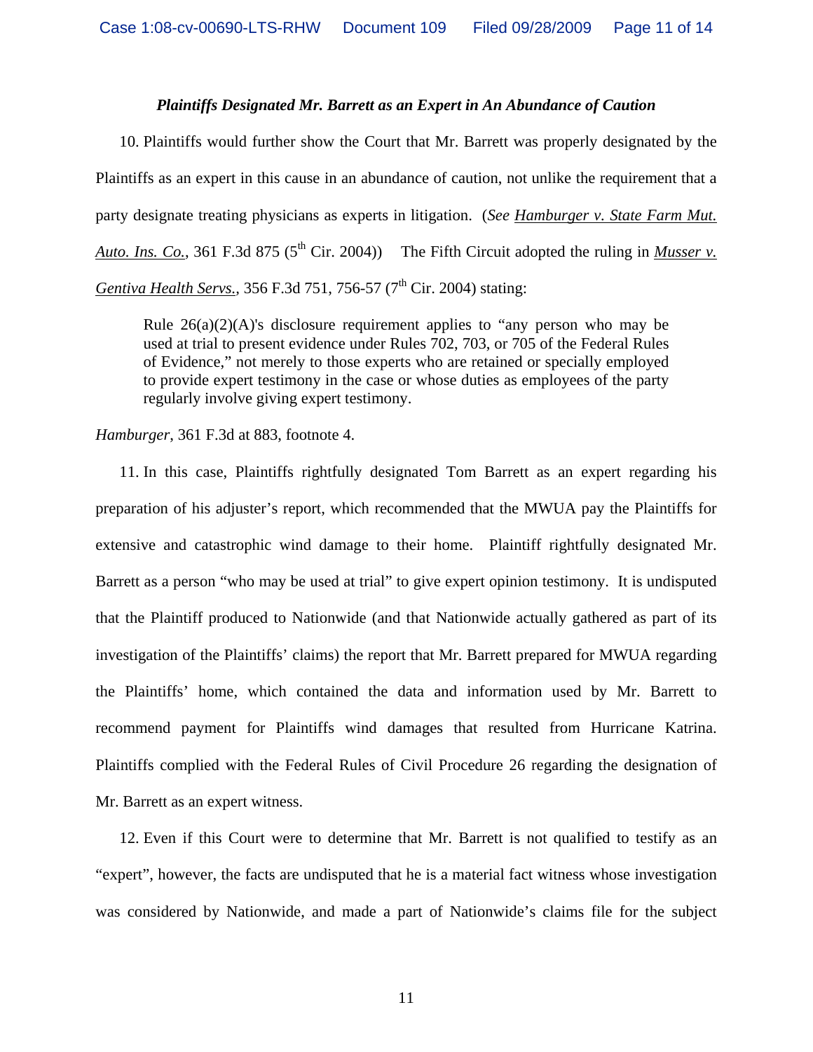***Plaintiffs Designated Mr. Barrett as an Expert in An Abundance of Caution***

10. Plaintiffs would further show the Court that Mr. Barrett was properly designated by the Plaintiffs as an expert in this cause in an abundance of caution, not unlike the requirement that a party designate treating physicians as experts in litigation. (*See* Hamburger v. State Farm Mut. Auto. Ins. Co., 361 F.3d 875 (5th Cir. 2004)) The Fifth Circuit adopted the ruling in Musser v. Gentiva Health Servs., 356 F.3d 751, 756-57 (7th Cir. 2004) stating:

> Rule 26(a)(2)(A)'s disclosure requirement applies to "any person who may be used at trial to present evidence under Rules 702, 703, or 705 of the Federal Rules of Evidence," not merely to those experts who are retained or specially employed to provide expert testimony in the case or whose duties as employees of the party regularly involve giving expert testimony.

*Hamburger*, 361 F.3d at 883, footnote 4.

11. In this case, Plaintiffs rightfully designated Tom Barrett as an expert regarding his preparation of his adjuster's report, which recommended that the MWUA pay the Plaintiffs for extensive and catastrophic wind damage to their home. Plaintiff rightfully designated Mr. Barrett as a person "who may be used at trial" to give expert opinion testimony. It is undisputed that the Plaintiff produced to Nationwide (and that Nationwide actually gathered as part of its investigation of the Plaintiffs' claims) the report that Mr. Barrett prepared for MWUA regarding the Plaintiffs' home, which contained the data and information used by Mr. Barrett to recommend payment for Plaintiffs wind damages that resulted from Hurricane Katrina. Plaintiffs complied with the Federal Rules of Civil Procedure 26 regarding the designation of Mr. Barrett as an expert witness.

12. Even if this Court were to determine that Mr. Barrett is not qualified to testify as an "expert", however, the facts are undisputed that he is a material fact witness whose investigation was considered by Nationwide, and made a part of Nationwide's claims file for the subject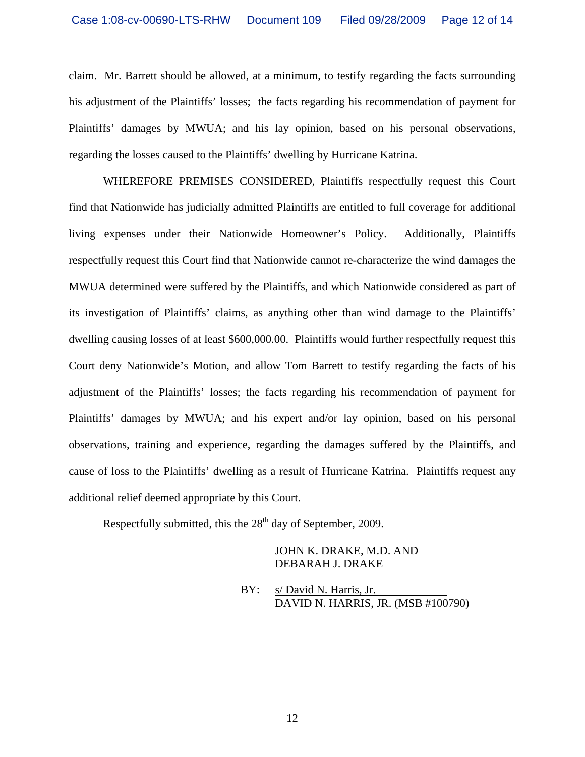claim. Mr. Barrett should be allowed, at a minimum, to testify regarding the facts surrounding his adjustment of the Plaintiffs' losses; the facts regarding his recommendation of payment for Plaintiffs' damages by MWUA; and his lay opinion, based on his personal observations, regarding the losses caused to the Plaintiffs' dwelling by Hurricane Katrina.

WHEREFORE PREMISES CONSIDERED, Plaintiffs respectfully request this Court find that Nationwide has judicially admitted Plaintiffs are entitled to full coverage for additional living expenses under their Nationwide Homeowner's Policy. Additionally, Plaintiffs respectfully request this Court find that Nationwide cannot re-characterize the wind damages the MWUA determined were suffered by the Plaintiffs, and which Nationwide considered as part of its investigation of Plaintiffs' claims, as anything other than wind damage to the Plaintiffs' dwelling causing losses of at least $600,000.00. Plaintiffs would further respectfully request this Court deny Nationwide's Motion, and allow Tom Barrett to testify regarding the facts of his adjustment of the Plaintiffs' losses; the facts regarding his recommendation of payment for Plaintiffs' damages by MWUA; and his expert and/or lay opinion, based on his personal observations, training and experience, regarding the damages suffered by the Plaintiffs, and cause of loss to the Plaintiffs' dwelling as a result of Hurricane Katrina. Plaintiffs request any additional relief deemed appropriate by this Court.

Respectfully submitted, this the 28th day of September, 2009.

JOHN K. DRAKE, M.D. AND
DEBARAH J. DRAKE

BY: s/ David N. Harris, Jr.
DAVID N. HARRIS, JR. (MSB #100790)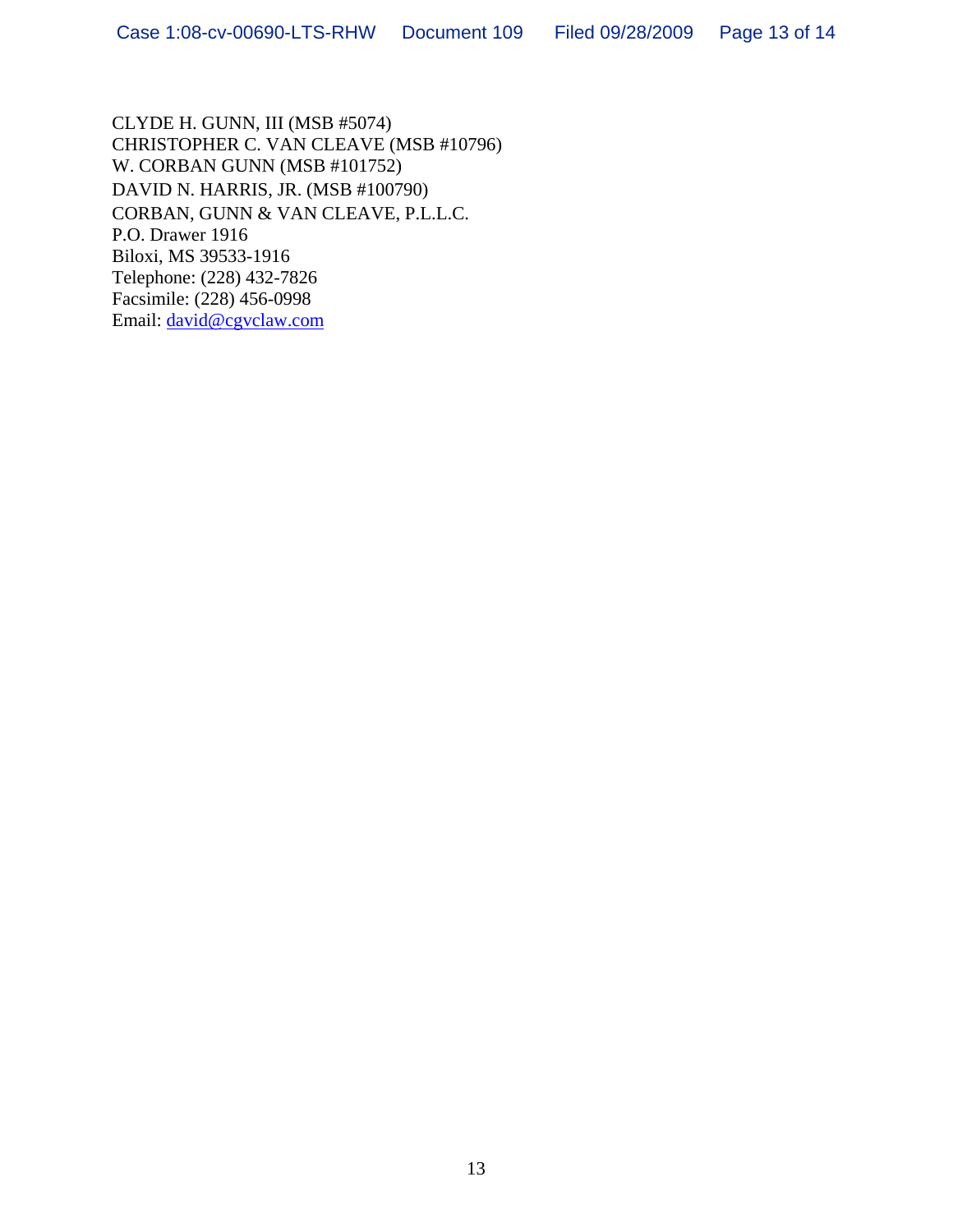CLYDE H. GUNN, III (MSB #5074)
CHRISTOPHER C. VAN CLEAVE (MSB #10796)
W. CORBAN GUNN (MSB #101752)
DAVID N. HARRIS, JR. (MSB #100790)
CORBAN, GUNN & VAN CLEAVE, P.L.L.C.
P.O. Drawer 1916
Biloxi, MS 39533-1916
Telephone: (228) 432-7826
Facsimile: (228) 456-0998
Email: david@cgvclaw.com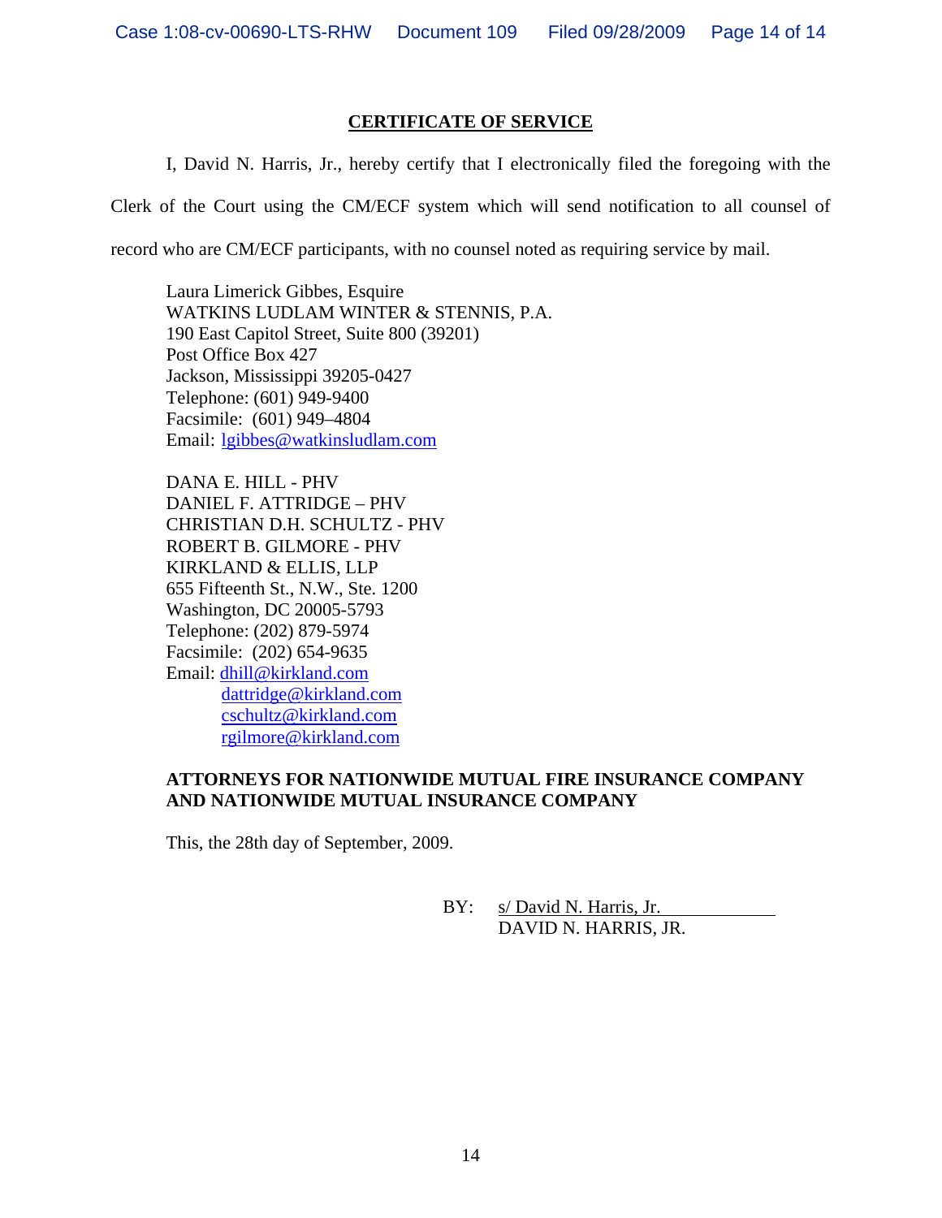## CERTIFICATE OF SERVICE

I, David N. Harris, Jr., hereby certify that I electronically filed the foregoing with the Clerk of the Court using the CM/ECF system which will send notification to all counsel of record who are CM/ECF participants, with no counsel noted as requiring service by mail.

Laura Limerick Gibbes, Esquire  
WATKINS LUDLAM WINTER & STENNIS, P.A.  
190 East Capitol Street, Suite 800 (39201)  
Post Office Box 427  
Jackson, Mississippi 39205-0427  
Telephone: (601) 949-9400  
Facsimile: (601) 949–4804  
Email: lgibbes@watkinsludlam.com

DANA E. HILL - PHV  
DANIEL F. ATTRIDGE – PHV  
CHRISTIAN D.H. SCHULTZ - PHV  
ROBERT B. GILMORE - PHV  
KIRKLAND & ELLIS, LLP  
655 Fifteenth St., N.W., Ste. 1200  
Washington, DC 20005-5793  
Telephone: (202) 879-5974  
Facsimile: (202) 654-9635  
Email: dhill@kirkland.com  
dattridge@kirkland.com  
cschultz@kirkland.com  
rgilmore@kirkland.com

**ATTORNEYS FOR NATIONWIDE MUTUAL FIRE INSURANCE COMPANY AND NATIONWIDE MUTUAL INSURANCE COMPANY**

This, the 28th day of September, 2009.

BY: s/ David N. Harris, Jr.  
DAVID N. HARRIS, JR.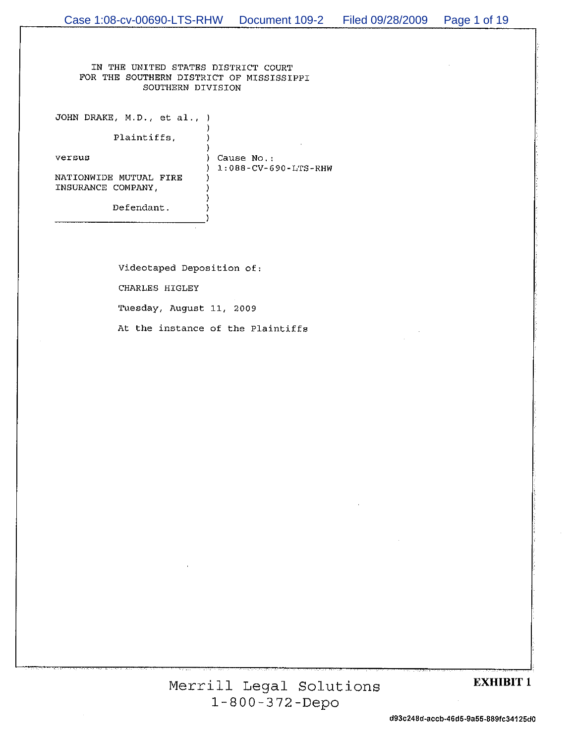IN THE UNITED STATES DISTRICT COURT
FOR THE SOUTHERN DISTRICT OF MISSISSIPPI
SOUTHERN DIVISION

```
JOHN DRAKE, M.D., et al., )
                          )
         Plaintiffs,      )
                          )
versus                    ) Cause No.:
                          ) 1:088-CV-690-LTS-RHW
NATIONWIDE MUTUAL FIRE    )
INSURANCE COMPANY,        )
                          )
         Defendant.       )
__________________________)
```

Videotaped Deposition of:

CHARLES HIGLEY

Tuesday, August 11, 2009

At the instance of the Plaintiffs

Merrill Legal Solutions
1-800-372-Depo

**EXHIBIT 1**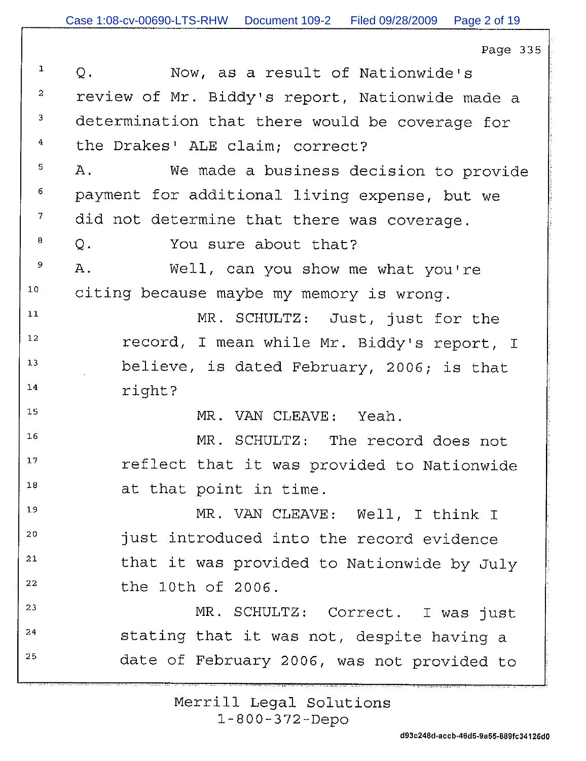Page 335

1 Q. Now, as a result of Nationwide's
2 review of Mr. Biddy's report, Nationwide made a
3 determination that there would be coverage for
4 the Drakes' ALE claim; correct?
5 A. We made a business decision to provide
6 payment for additional living expense, but we
7 did not determine that there was coverage.
8 Q. You sure about that?
9 A. Well, can you show me what you're
10 citing because maybe my memory is wrong.
11 MR. SCHULTZ: Just, just for the
12 record, I mean while Mr. Biddy's report, I
13 believe, is dated February, 2006; is that
14 right?
15 MR. VAN CLEAVE: Yeah.
16 MR. SCHULTZ: The record does not
17 reflect that it was provided to Nationwide
18 at that point in time.
19 MR. VAN CLEAVE: Well, I think I
20 just introduced into the record evidence
21 that it was provided to Nationwide by July
22 the 10th of 2006.
23 MR. SCHULTZ: Correct. I was just
24 stating that it was not, despite having a
25 date of February 2006, was not provided to

Merrill Legal Solutions
1-800-372-Depo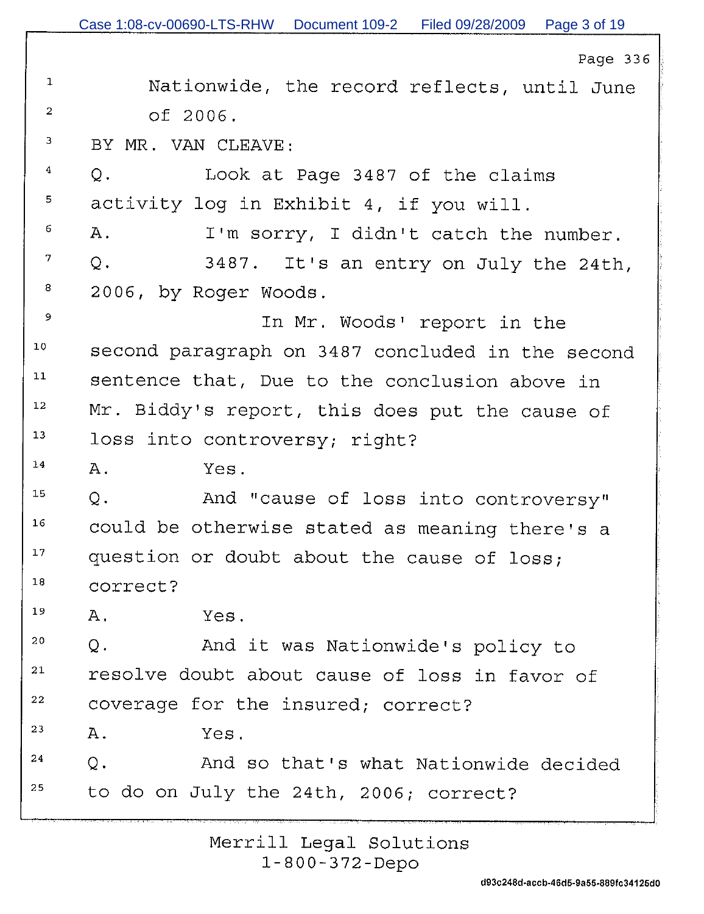Nationwide, the record reflects, until June of 2006.

BY MR. VAN CLEAVE:

Q. Look at Page 3487 of the claims activity log in Exhibit 4, if you will.

A. I'm sorry, I didn't catch the number.

Q. 3487. It's an entry on July the 24th, 2006, by Roger Woods.

In Mr. Woods' report in the second paragraph on 3487 concluded in the second sentence that, Due to the conclusion above in Mr. Biddy's report, this does put the cause of loss into controversy; right?

A. Yes.

Q. And "cause of loss into controversy" could be otherwise stated as meaning there's a question or doubt about the cause of loss; correct?

A. Yes.

Q. And it was Nationwide's policy to resolve doubt about cause of loss in favor of coverage for the insured; correct?

A. Yes.

Q. And so that's what Nationwide decided to do on July the 24th, 2006; correct?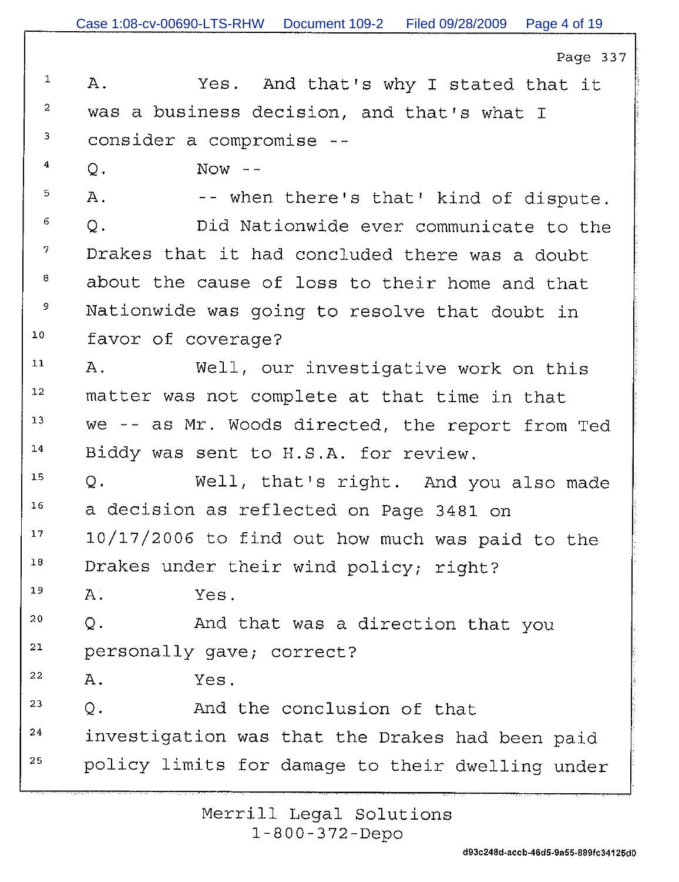1 A. Yes. And that's why I stated that it
2 was a business decision, and that's what I
3 consider a compromise --
4 Q. Now --
5 A. -- when there's that' kind of dispute.
6 Q. Did Nationwide ever communicate to the
7 Drakes that it had concluded there was a doubt
8 about the cause of loss to their home and that
9 Nationwide was going to resolve that doubt in
10 favor of coverage?
11 A. Well, our investigative work on this
12 matter was not complete at that time in that
13 we -- as Mr. Woods directed, the report from Ted
14 Biddy was sent to H.S.A. for review.
15 Q. Well, that's right. And you also made
16 a decision as reflected on Page 3481 on
17 10/17/2006 to find out how much was paid to the
18 Drakes under their wind policy; right?
19 A. Yes.
20 Q. And that was a direction that you
21 personally gave; correct?
22 A. Yes.
23 Q. And the conclusion of that
24 investigation was that the Drakes had been paid
25 policy limits for damage to their dwelling under

Merrill Legal Solutions
1-800-372-Depo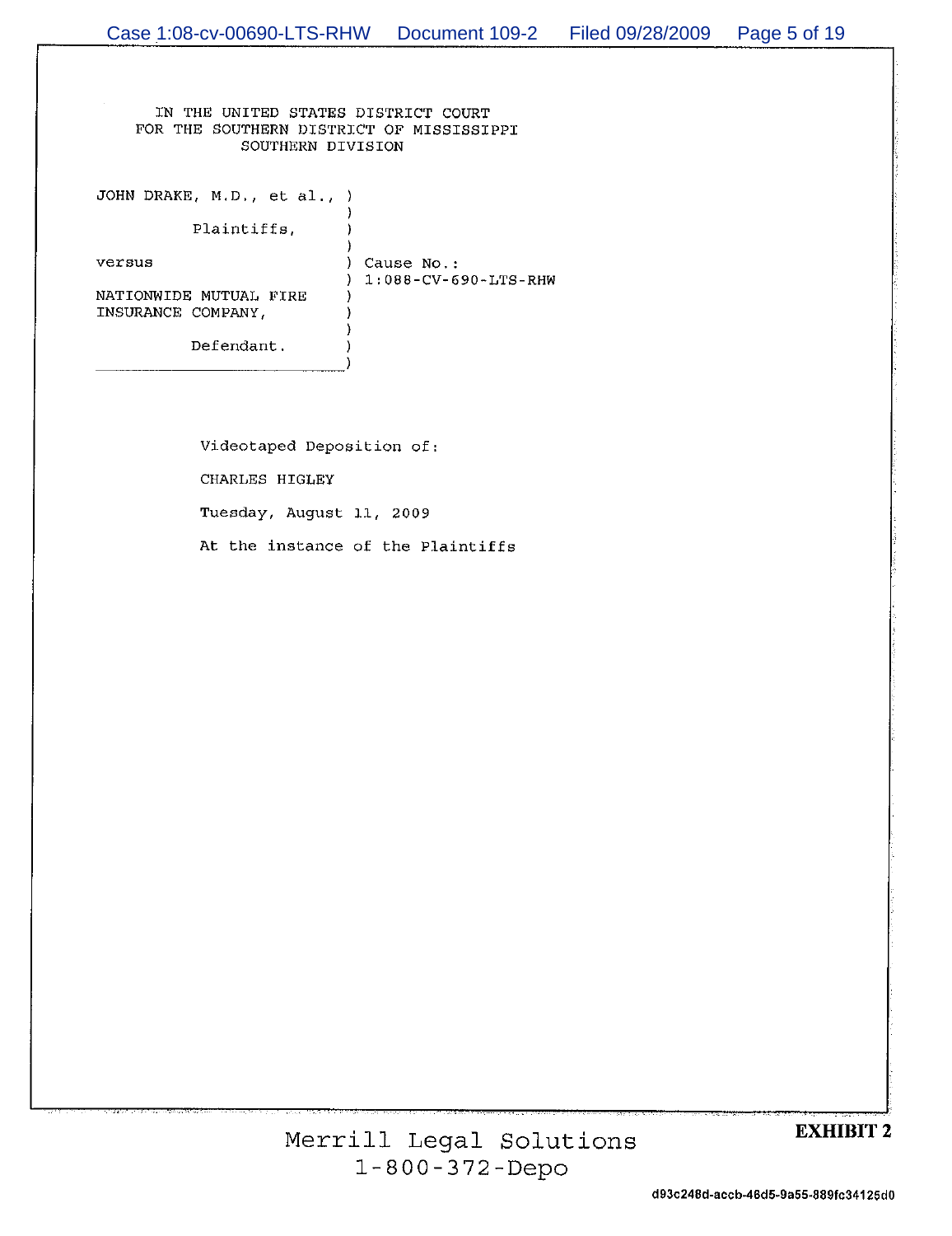IN THE UNITED STATES DISTRICT COURT
FOR THE SOUTHERN DISTRICT OF MISSISSIPPI
SOUTHERN DIVISION

```
JOHN DRAKE, M.D., et al., )
                          )
          Plaintiffs,     )
                          )
versus                    ) Cause No.:
                          ) 1:088-CV-690-LTS-RHW
NATIONWIDE MUTUAL FIRE    )
INSURANCE COMPANY,        )
                          )
          Defendant.      )
__________________________)
```

Videotaped Deposition of:

CHARLES HIGLEY

Tuesday, August 11, 2009

At the instance of the Plaintiffs

Merrill Legal Solutions
1-800-372-Depo

**EXHIBIT 2**

d93c248d-accb-46d5-9a55-889fc34125d0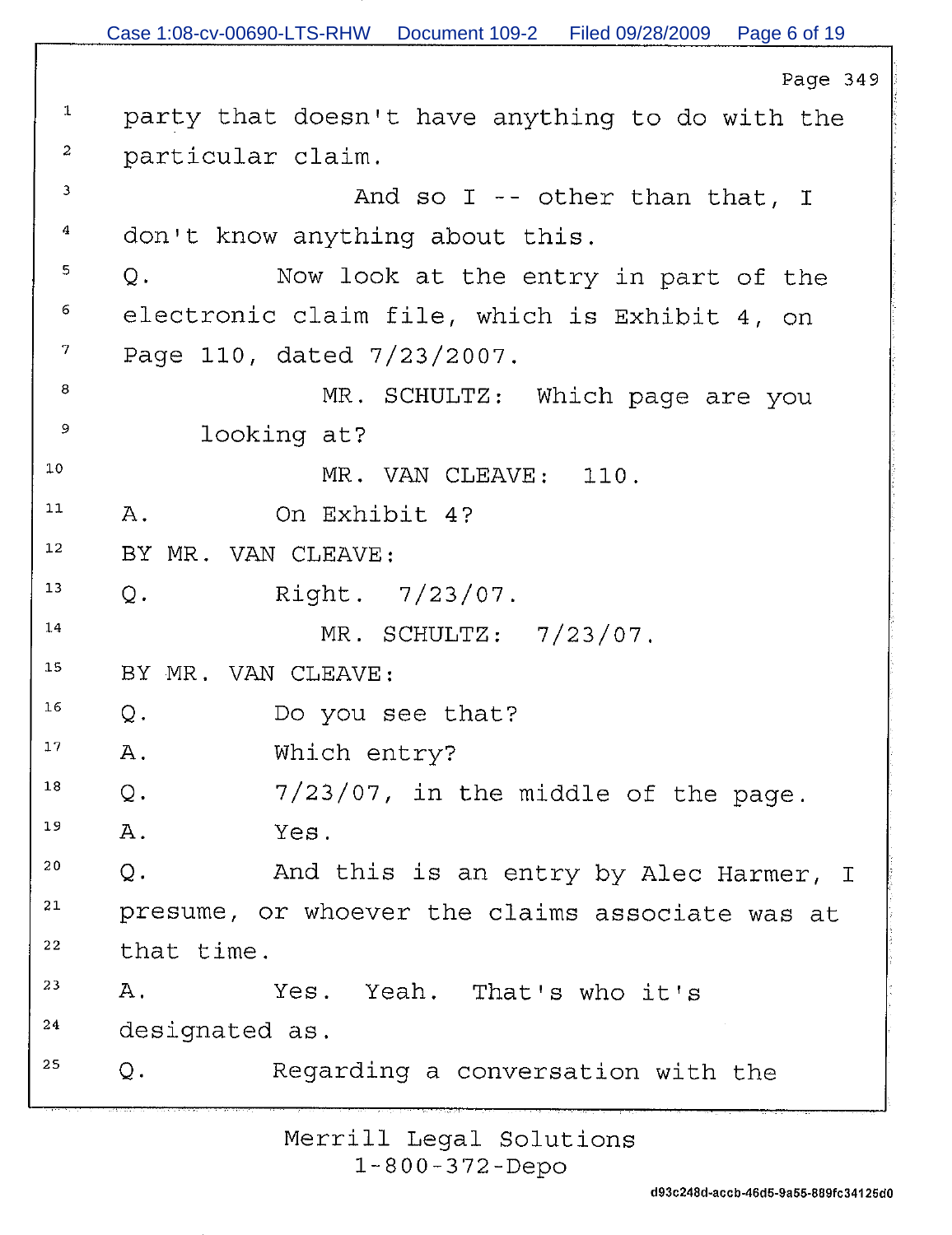1 party that doesn't have anything to do with the
2 particular claim.
3 And so I -- other than that, I
4 don't know anything about this.
5 Q. Now look at the entry in part of the
6 electronic claim file, which is Exhibit 4, on
7 Page 110, dated 7/23/2007.
8 MR. SCHULTZ: Which page are you
9 looking at?
10 MR. VAN CLEAVE: 110.
11 A. On Exhibit 4?
12 BY MR. VAN CLEAVE:
13 Q. Right. 7/23/07.
14 MR. SCHULTZ: 7/23/07.
15 BY MR. VAN CLEAVE:
16 Q. Do you see that?
17 A. Which entry?
18 Q. 7/23/07, in the middle of the page.
19 A. Yes.
20 Q. And this is an entry by Alec Harmer, I
21 presume, or whoever the claims associate was at
22 that time.
23 A. Yes. Yeah. That's who it's
24 designated as.
25 Q. Regarding a conversation with the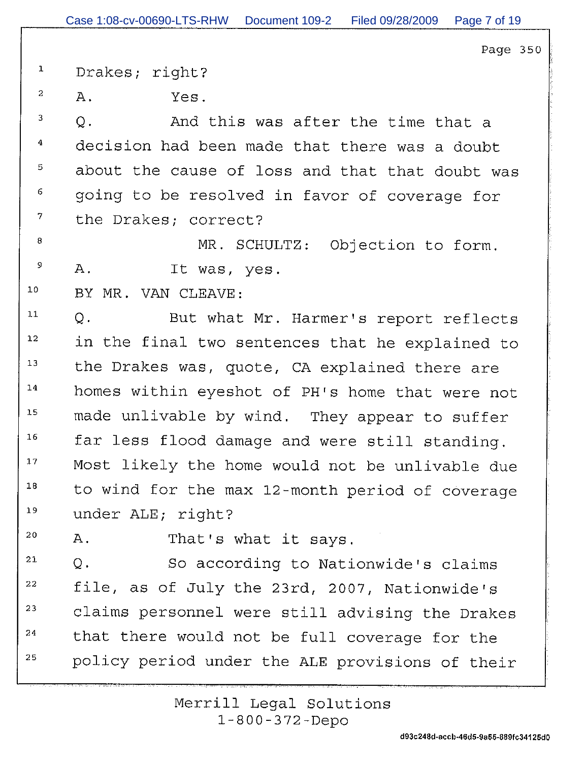1 Drakes; right?

2 A. Yes.

3 Q. And this was after the time that a

4 decision had been made that there was a doubt

5 about the cause of loss and that that doubt was

6 going to be resolved in favor of coverage for

7 the Drakes; correct?

8 MR. SCHULTZ: Objection to form.

9 A. It was, yes.

10 BY MR. VAN CLEAVE:

11 Q. But what Mr. Harmer's report reflects

12 in the final two sentences that he explained to

13 the Drakes was, quote, CA explained there are

14 homes within eyeshot of PH's home that were not

15 made unlivable by wind. They appear to suffer

16 far less flood damage and were still standing.

17 Most likely the home would not be unlivable due

18 to wind for the max 12-month period of coverage

19 under ALE; right?

20 A. That's what it says.

21 Q. So according to Nationwide's claims

22 file, as of July the 23rd, 2007, Nationwide's

23 claims personnel were still advising the Drakes

24 that there would not be full coverage for the

25 policy period under the ALE provisions of their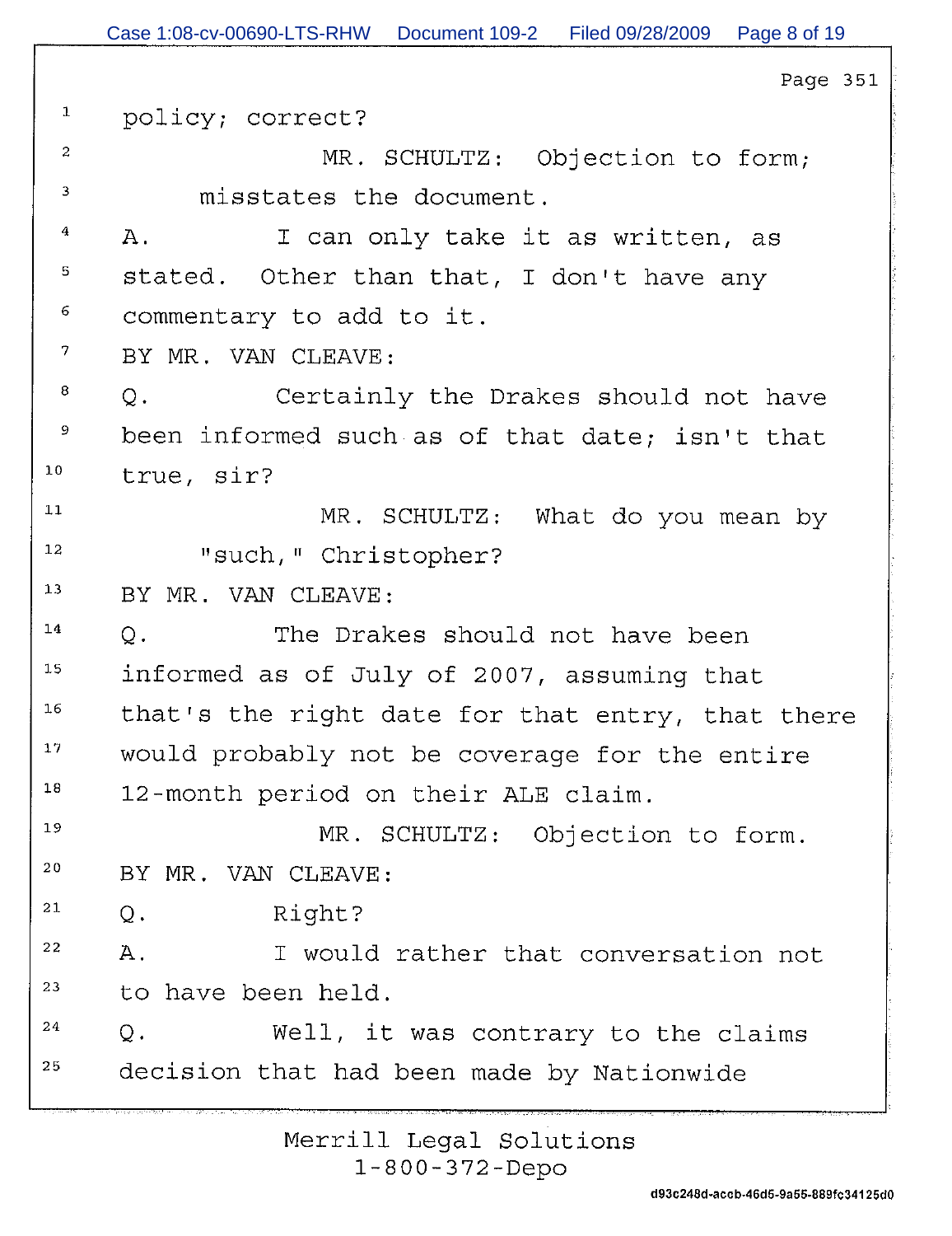Page 351

1 policy; correct?

2 MR. SCHULTZ: Objection to form;

3 misstates the document.

4 A. I can only take it as written, as

5 stated. Other than that, I don't have any

6 commentary to add to it.

7 BY MR. VAN CLEAVE:

8 Q. Certainly the Drakes should not have

9 been informed such as of that date; isn't that

10 true, sir?

11 MR. SCHULTZ: What do you mean by

12 "such," Christopher?

13 BY MR. VAN CLEAVE:

14 Q. The Drakes should not have been

15 informed as of July of 2007, assuming that

16 that's the right date for that entry, that there

17 would probably not be coverage for the entire

18 12-month period on their ALE claim.

19 MR. SCHULTZ: Objection to form.

20 BY MR. VAN CLEAVE:

21 Q. Right?

22 A. I would rather that conversation not

23 to have been held.

24 Q. Well, it was contrary to the claims

25 decision that had been made by Nationwide

Merrill Legal Solutions
1-800-372-Depo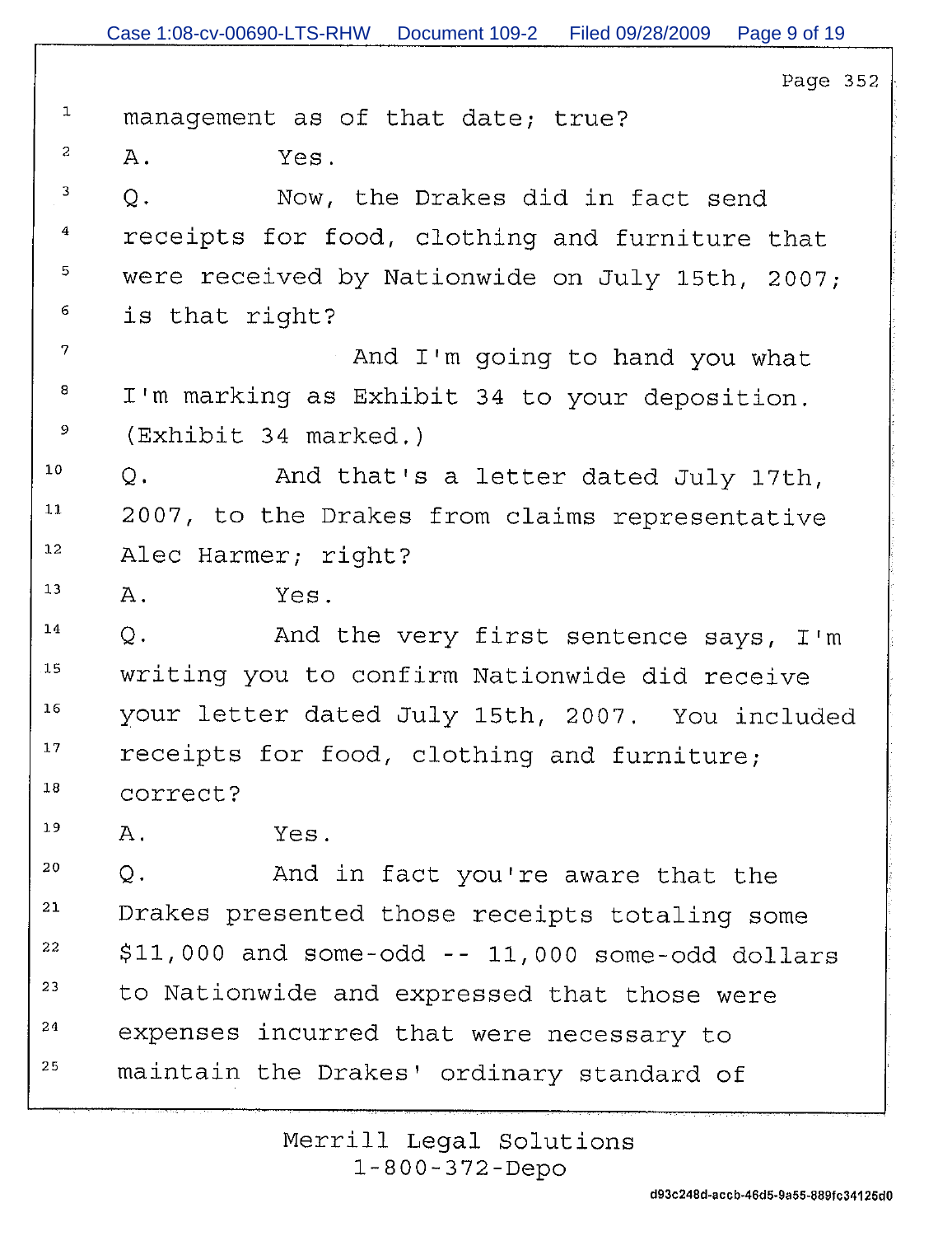Page 352

1 management as of that date; true?

2 A. Yes.

3 Q. Now, the Drakes did in fact send

4 receipts for food, clothing and furniture that

5 were received by Nationwide on July 15th, 2007;

6 is that right?

7 And I'm going to hand you what

8 I'm marking as Exhibit 34 to your deposition.

9 (Exhibit 34 marked.)

10 Q. And that's a letter dated July 17th,

11 2007, to the Drakes from claims representative

12 Alec Harmer; right?

13 A. Yes.

14 Q. And the very first sentence says, I'm

15 writing you to confirm Nationwide did receive

16 your letter dated July 15th, 2007. You included

17 receipts for food, clothing and furniture;

18 correct?

19 A. Yes.

20 Q. And in fact you're aware that the

21 Drakes presented those receipts totaling some

22 $11,000 and some-odd -- 11,000 some-odd dollars

23 to Nationwide and expressed that those were

24 expenses incurred that were necessary to

25 maintain the Drakes' ordinary standard of

Merrill Legal Solutions
1-800-372-Depo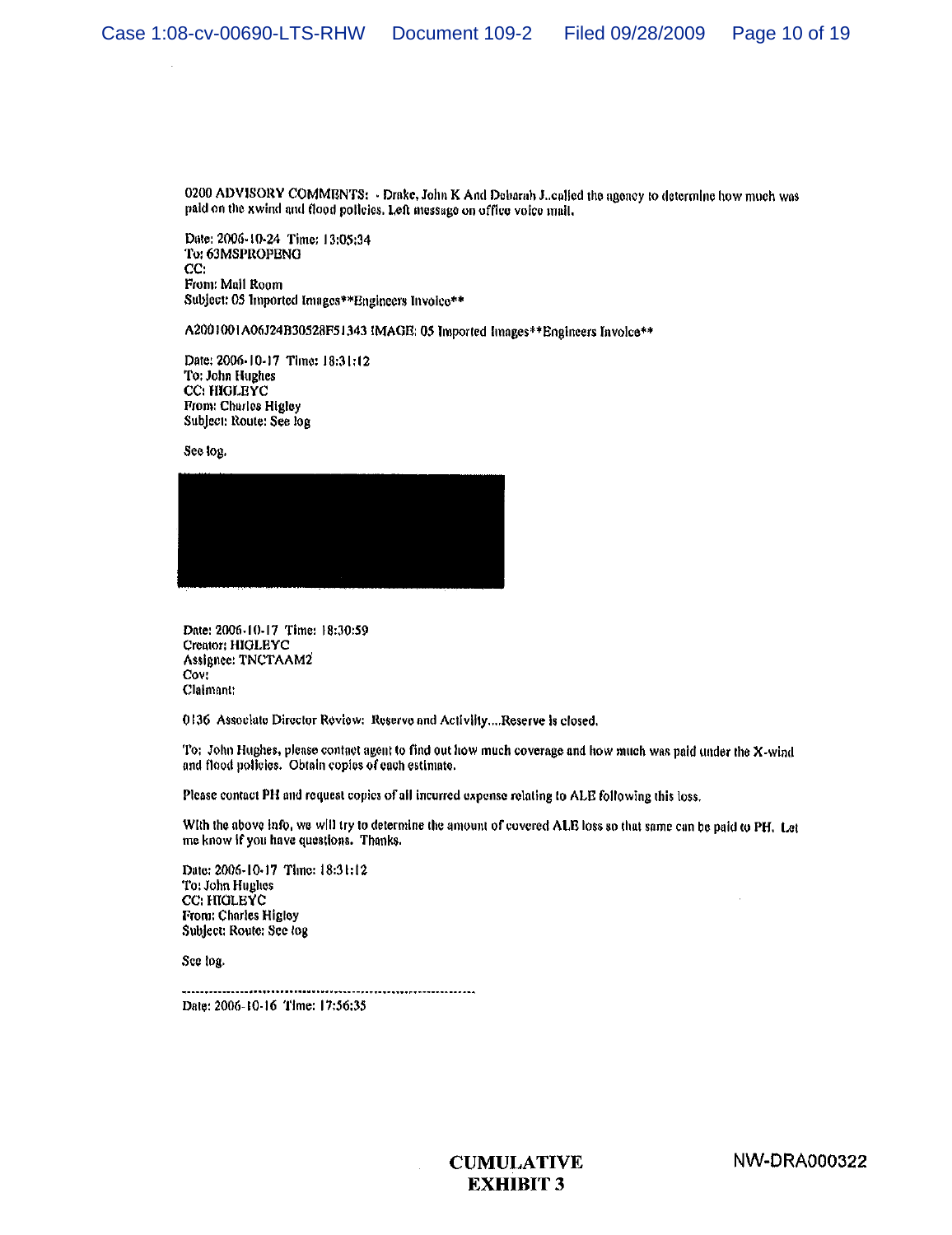0200 ADVISORY COMMENTS: - Drake, John K And Debarah J..called the agency to determine how much was paid on the xwind and flood policies. Left message on office voice mail.

Date: 2006-10-24 Time: 13:05:34
To: 63MSPROPENG
CC:
From: Mail Room
Subject: 05 Imported Images**Engineers Invoice**

A2001001A06J24B30528F51343 IMAGE: 05 Imported Images**Engineers Invoice**

Date: 2006-10-17 Time: 18:31:12
To: John Hughes
CC: HIGLEYC
From: Charles Higley
Subject: Route: See log

See log.

Date: 2006-10-17 Time: 18:30:59
Creator: HIGLEYC
Assignee: TNCTAAM2
Cov:
Claimant:

0136 Associate Director Review: Reserve and Activity....Reserve is closed.

To: John Hughes, please contact agent to find out how much coverage and how much was paid under the X-wind and flood policies. Obtain copies of each estimate.

Please contact PH and request copies of all incurred expense relating to ALE following this loss.

With the above info, we will try to determine the amount of covered ALE loss so that same can be paid to PH. Let me know if you have questions. Thanks.

Date: 2006-10-17 Time: 18:31:12
To: John Hughes
CC: HIGLEYC
From: Charles Higley
Subject: Route: See log

See log.

---

Date: 2006-10-16 Time: 17:56:35

**CUMULATIVE EXHIBIT 3**

NW-DRA000322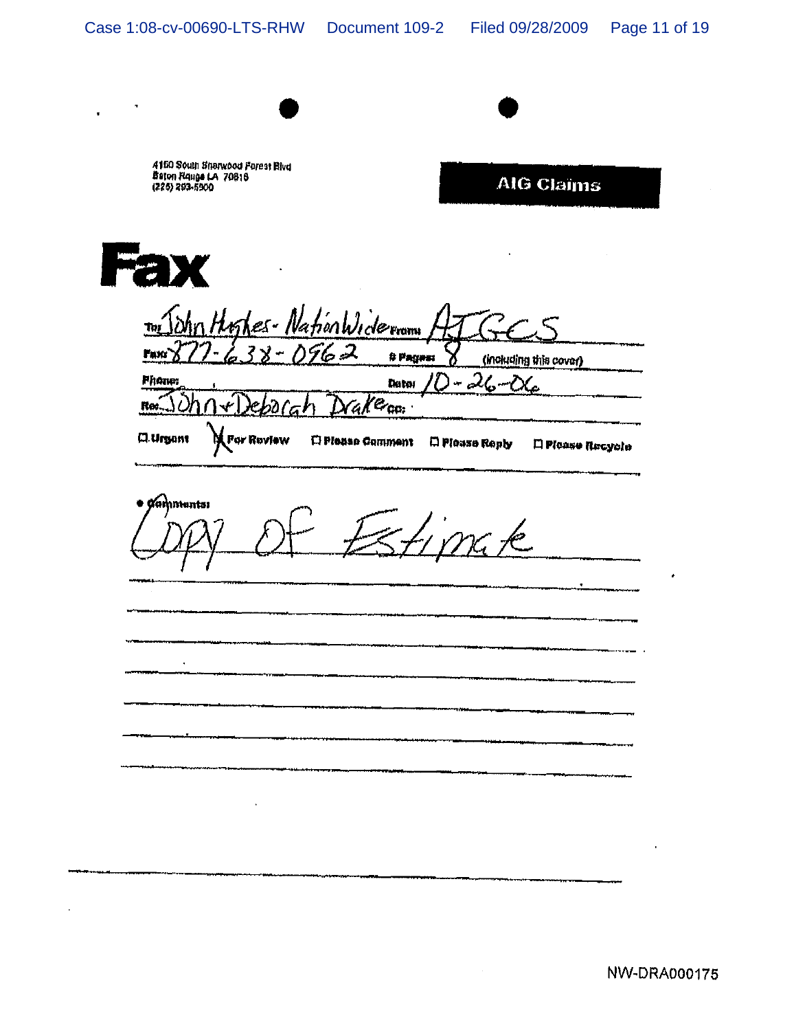4150 South Sherwood Forest Blvd
Baton Rouge LA 70816
(225) 293-5900

**AIG Claims**

# Fax

To: John Hughes - NationWide    From: AJGCS

Fax: 877-638-0962    # Pages: 8 (including this cover)

Phone:    Date: 10-26-06

Re: John + Deborah Drake    CC:

☐ Urgent  ☒ For Review  ☐ Please Comment  ☐ Please Reply  ☐ Please Recycle

Comments:

Copy Of Estimate

NW-DRA000175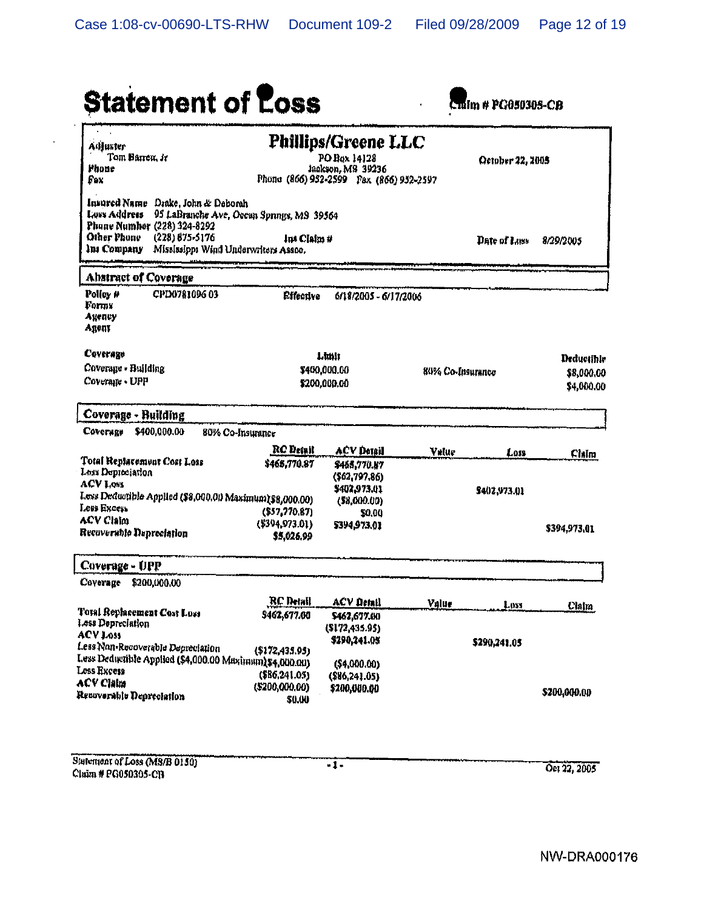# Statement of Loss

Claim # PG050305-CB

| | | |
|---|---|---|
| **Adjuster** Tom Barrett, Jr **Phone** **Fax** | **Phillips/Greene LLC** PO Box 14128 Jackson, MS 39236 Phone (866) 952-2599 Fax (866) 952-2597 | October 22, 2005 |

**Insured Name** Drake, John & Deborah
**Loss Address** 95 LaBranche Ave, Ocean Springs, MS 39564
**Phone Number** (228) 324-8292
**Other Phone** (228) 875-5176 **Ins Claim #** **Date of Loss** 8/29/2005
**Ins Company** Mississippi Wind Underwriters Assoc.

## Abstract of Coverage

**Policy #** CPD0781096 03 **Effective** 6/18/2005 - 6/17/2006
**Forms**
**Agency**
**Agent**

| Coverage | Limit | | Deductible |
|---|---|---|---|
| Coverage - Building | $400,000.00 | 80% Co-Insurance | $8,000.00 |
| Coverage - UPP | $200,000.00 | | $4,000.00 |

## Coverage - Building

**Coverage** $400,000.00 80% Co-Insurance

| | RC Detail | ACV Detail | Value | Loss | Claim |
|---|---|---|---|---|---|
| Total Replacement Cost Loss | $465,770.87 | $465,770.87 | | | |
| Less Depreciation | | ($62,797.86) | | | |
| ACV Loss | | $402,973.01 | | $402,973.01 | |
| Less Deductible Applied ($8,000.00 Maximum) | ($8,000.00) | ($8,000.00) | | | |
| Less Excess | ($57,770.87) | $0.00 | | | |
| ACV Claim | ($394,973.01) | $394,973.01 | | | $394,973.01 |
| Recoverable Depreciation | $5,026.99 | | | | |

## Coverage - UPP

**Coverage** $200,000.00

| | RC Detail | ACV Detail | Value | Loss | Claim |
|---|---|---|---|---|---|
| Total Replacement Cost Loss | $462,677.00 | $462,677.00 | | | |
| Less Depreciation | | ($172,435.95) | | | |
| ACV Loss | | $290,241.05 | | $290,241.05 | |
| Less Non-Recoverable Depreciation | ($172,435.95) | | | | |
| Less Deductible Applied ($4,000.00 Maximum) | ($4,000.00) | ($4,000.00) | | | |
| Loss Excess | ($86,241.05) | ($86,241.05) | | | |
| ACV Claim | ($200,000.00) | $200,000.00 | | | $200,000.00 |
| Recoverable Depreciation | $0.00 | | | | |

Statement of Loss (MS/B 0150)
Claim # PG050305-CB

Oct 22, 2005

NW-DRA000176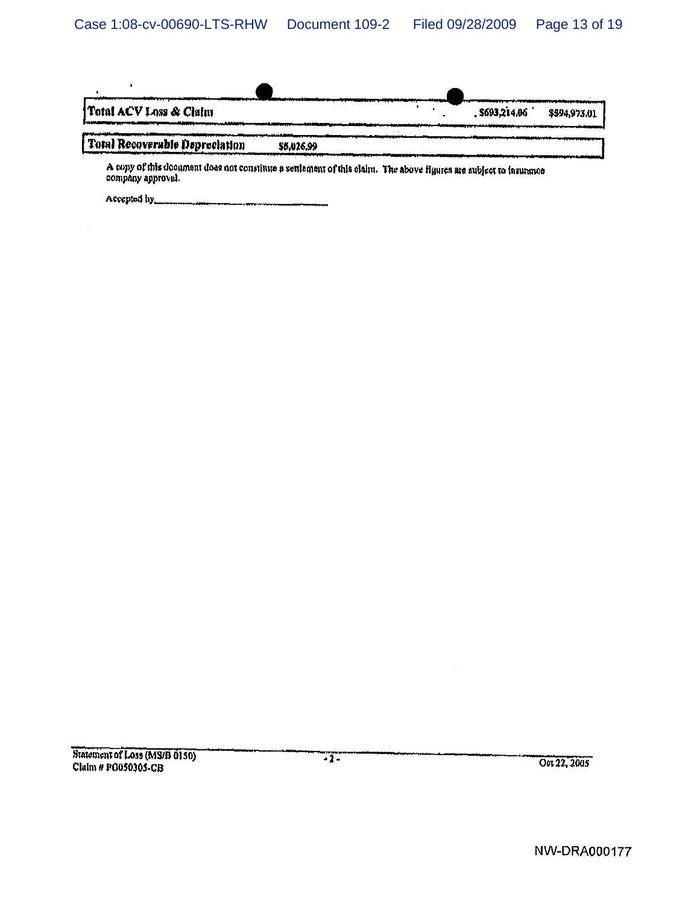| Total ACV Loss & Claim | | $693,214.06 | $594,973.01 |
|---|---|---|---|
| **Total Recoverable Depreciation** | $8,026.99 | | |

A copy of this document does not constitute a settlement of this claim. The above figures are subject to insurance company approval.

Accepted by\_\_\_\_\_\_\_\_\_\_\_\_\_\_\_\_\_\_\_\_\_\_\_\_\_\_\_\_\_\_\_\_\_\_

Statement of Loss (MS/B 0150)
Claim # P0050305-CB

Oct 22, 2005

NW-DRA000177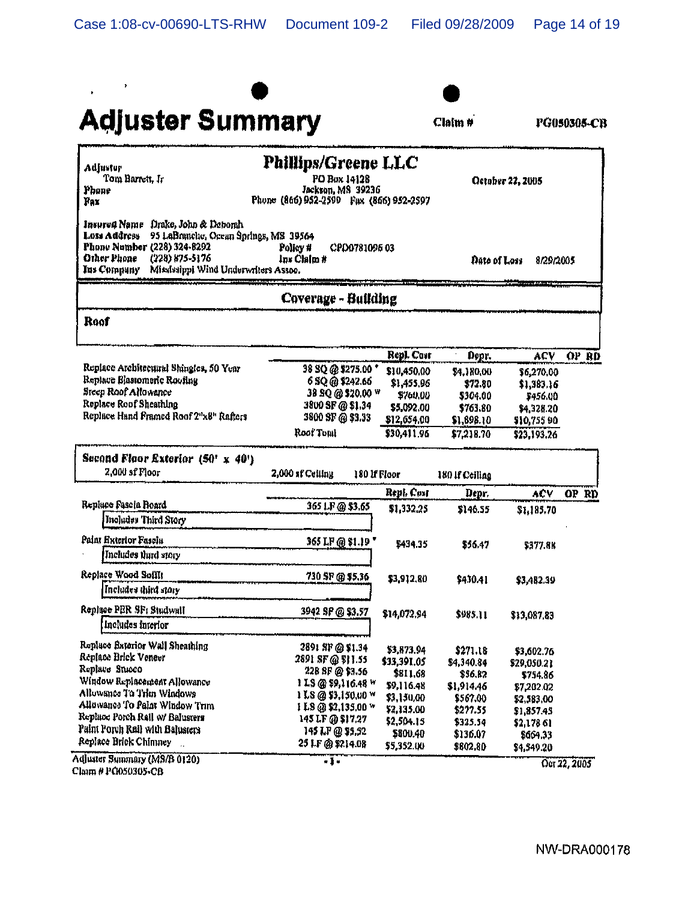# Adjuster Summary

Claim # PG050305-CB

| | | |
|---|---|---|
| **Adjuster** Tom Barrett, Jr **Phone** **Fax** | **Phillips/Greene LLC** PO Box 14128 Jackson, MS 39236 Phone (866) 952-2590 Fax (866) 952-2597 | October 22, 2005 |

**Insured Name** Drake, John & Deborah
**Loss Address** 95 LaBranche, Ocean Springs, MS 39564
**Phone Number** (228) 324-8292 **Policy #** CPD0781096 03
**Other Phone** (228) 875-5176 **Ins Claim #** **Date of Loss** 8/29/2005
**Ins Company** Mississippi Wind Underwriters Assoc.

## Coverage - Building

### Roof

| | | Repl. Cost | Depr. | ACV | OP | RD |
|---|---|---|---|---|---|---|
| Replace Architectural Shingles, 50 Year | 38 SQ @ $275.00 * | $10,450.00 | $4,180.00 | $6,270.00 | | |
| Replace Elastomeric Roofing | 6 SQ @ $242.66 | $1,455.96 | $72.80 | $1,383.16 | | |
| Steep Roof Allowance | 38 SQ @ $20.00 W | $760.00 | $304.00 | $456.00 | | |
| Replace Roof Sheathing | 3800 SF @ $1.34 | $5,092.00 | $763.80 | $4,328.20 | | |
| Replace Hand Framed Roof 2"x8" Rafters | 3800 SF @ $3.33 | $12,654.00 | $1,898.10 | $10,755.90 | | |
| | Roof Total | $30,411.96 | $7,218.70 | $23,193.26 | | |

### Second Floor Exterior (50' x 40')

2,000 sf Floor — 2,000 sf Ceiling — 180 lf Floor — 180 lf Ceiling

| | | Repl. Cost | Depr. | ACV | OP | RD |
|---|---|---|---|---|---|---|
| Replace Fascia Board (Includes Third Story) | 365 LF @ $3.65 | $1,332.25 | $146.55 | $1,185.70 | | |
| Paint Exterior Fascia (Includes third story) | 365 LF @ $1.19 * | $434.35 | $56.47 | $377.88 | | |
| Replace Wood Soffit (Includes third story) | 730 SF @ $5.36 | $3,912.80 | $430.41 | $3,482.39 | | |
| Replace PER SF: Studwall (Includes interior) | 3942 SF @ $3.57 | $14,072.94 | $985.11 | $13,087.83 | | |
| Replace Exterior Wall Sheathing | 2891 SF @ $1.34 | $3,873.94 | $271.18 | $3,602.76 | | |
| Replace Brick Veneer | 2891 SF @ $11.55 | $33,391.05 | $4,340.84 | $29,050.21 | | |
| Replace Stucco | 228 SF @ $3.56 | $811.68 | $56.82 | $754.86 | | |
| Window Replacement Allowance | 1 LS @ $9,116.48 W | $9,116.48 | $1,914.46 | $7,202.02 | | |
| Allowance To Trim Windows | 1 LS @ $3,150.00 W | $3,150.00 | $567.00 | $2,583.00 | | |
| Allowance To Paint Window Trim | 1 LS @ $2,135.00 W | $2,135.00 | $277.55 | $1,857.45 | | |
| Replace Porch Rail w/ Balusters | 145 LF @ $17.27 | $2,504.15 | $325.54 | $2,178.61 | | |
| Paint Porch Rail with Balusters | 145 LF @ $5.52 | $800.40 | $136.07 | $664.33 | | |
| Replace Brick Chimney | 25 LF @ $214.08 | $5,352.00 | $802.80 | $4,549.20 | | |

Adjuster Summary (MS/B 0120)
Claim # PG050305-CB
Oct 22, 2005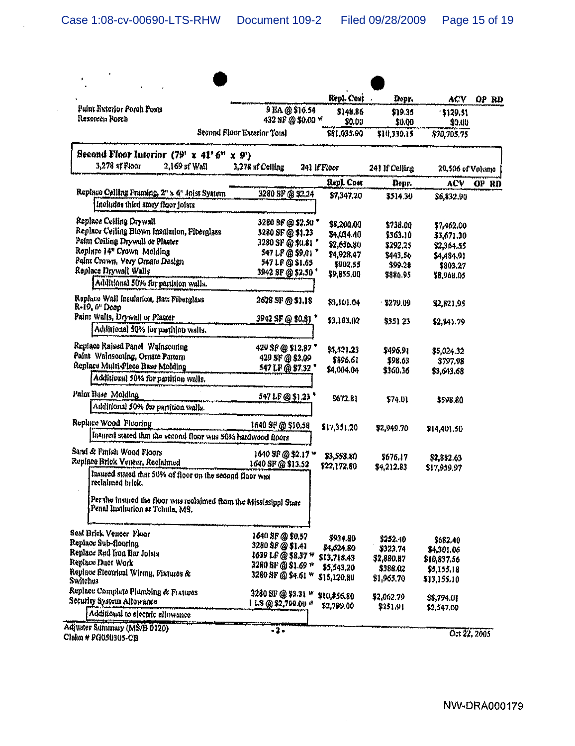| | | Repl. Cost | Depr. | ACV | OP | RD |
|---|---|---|---|---|---|---|
| Paint Exterior Porch Posts | 9 EA @ $16.54 | $148.86 | $19.35 | $129.51 | | |
| Rescreen Porch | 432 SF @ $0.00 w | $0.00 | $0.00 | $0.00 | | |
| | Second Floor Exterior Total | $81,035.90 | $10,330.15 | $70,705.75 | | |

**Second Floor Interior (79' x 41' 6" x 9')**

| 3,278 sf Floor | 2,169 sf Wall | 3,278 sf Ceiling | 241 lf Floor | 241 lf Ceiling | 29,506 cf Volume |
|---|---|---|---|---|---|

| | | Repl. Cost | Depr. | ACV | OP | RD |
|---|---|---|---|---|---|---|
| Replace Ceiling Framing, 2" x 6" Joist System<br>Includes third story floor joists | 3280 SF @ $2.24 | $7,347.20 | $514.30 | $6,832.90 | | |
| Replace Ceiling Drywall | 3280 SF @ $2.50 * | $8,200.00 | $738.00 | $7,462.00 | | |
| Replace Ceiling Blown Insulation, Fiberglass | 3280 SF @ $1.23 | $4,034.40 | $363.10 | $3,671.30 | | |
| Paint Ceiling Drywall or Plaster | 3280 SF @ $0.81 * | $2,656.80 | $292.25 | $2,364.55 | | |
| Replace 14" Crown Molding | 547 LF @ $9.01 * | $4,928.47 | $443.56 | $4,484.91 | | |
| Paint Crown, Very Ornate Design | 547 LF @ $1.65 | $902.55 | $99.28 | $803.27 | | |
| Replace Drywall Walls<br>Additional 50% for partition walls. | 3942 SF @ $2.50 * | $9,855.00 | $886.95 | $8,968.05 | | |
| Replace Wall Insulation, Batt Fiberglass R-19, 6" Deep | 2628 SF @ $1.18 | $3,101.04 | $279.09 | $2,821.95 | | |
| Paint Walls, Drywall or Plaster<br>Additional 50% for partition walls. | 3942 SF @ $0.81 * | $3,193.02 | $351.23 | $2,841.79 | | |
| Replace Raised Panel Wainscoting | 429 SF @ $12.87 * | $5,521.23 | $496.91 | $5,024.32 | | |
| Paint Wainscoting, Ornate Pattern | 429 SF @ $2.09 | $896.61 | $98.63 | $797.98 | | |
| Replace Multi-Piece Base Molding<br>Additional 50% for partition walls. | 547 LF @ $7.32 * | $4,004.04 | $360.36 | $3,643.68 | | |
| Paint Base Molding<br>Additional 50% for partition walls. | 547 LF @ $1.23 * | $672.81 | $74.01 | $598.80 | | |
| Replace Wood Flooring<br>Insured stated that the second floor was 50% hardwood floors | 1640 SF @ $10.58 | $17,351.20 | $2,949.70 | $14,401.50 | | |
| Sand & Finish Wood Floors | 1640 SF @ $2.17 w | $3,558.80 | $676.17 | $2,882.63 | | |
| Replace Brick Veneer, Reclaimed<br>Insured stated that 50% of floor on the second floor was reclaimed brick.<br>Per the insured the floor was reclaimed from the Mississippi State Penal Institution at Tchula, MS. | 1640 SF @ $13.52 | $22,172.80 | $4,212.83 | $17,959.97 | | |
| Seal Brick Veneer Floor | 1640 SF @ $0.57 | $934.80 | $252.40 | $682.40 | | |
| Replace Sub-flooring | 3280 SF @ $1.41 | $4,624.80 | $323.74 | $4,301.06 | | |
| Replace Red Iron Bar Joists | 1639 LF @ $8.37 w | $13,718.43 | $2,880.87 | $10,837.56 | | |
| Replace Duct Work | 3280 SF @ $1.69 w | $5,543.20 | $388.02 | $5,155.18 | | |
| Replace Electrical Wiring, Fixtures & Switches | 3280 SF @ $4.61 w | $15,120.80 | $1,965.70 | $13,155.10 | | |
| Replace Complete Plumbing & Fixtures | 3280 SF @ $3.31 w | $10,856.80 | $2,062.79 | $8,794.01 | | |
| Security System Allowance<br>Additional to electric allowance | 1 LS @ $2,799.00 w | $2,799.00 | $251.91 | $2,547.09 | | |

Adjuster Summary (MS/B 0120)
Claim # PG050305-CB

- 3 -

Oct 22, 2005

NW-DRA000179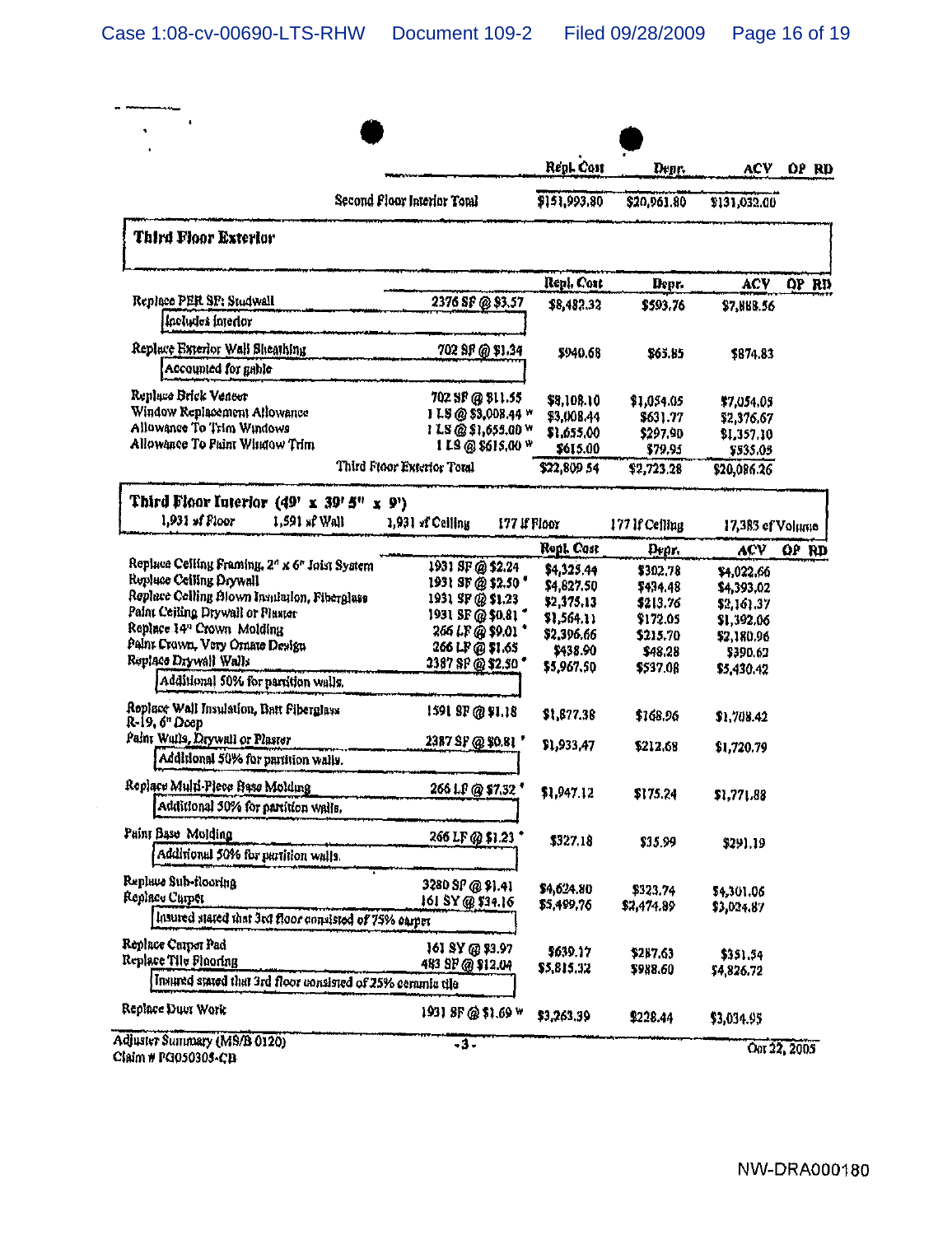| | | Repl. Cost | Depr. | ACV | OP RD |
|---|---|---|---|---|---|
| | Second Floor Interior Total | $151,993.80 | $20,961.80 | $131,032.00 | |

**Third Floor Exterior**

| | | Repl. Cost | Depr. | ACV | OP RD |
|---|---|---|---|---|---|
| Replace PER SF: Studwall<br>Includes interior | 2376 SF @ $3.57 | $8,482.32 | $593.76 | $7,888.56 | |
| Replace Exterior Wall Sheathing<br>Accounted for gable | 702 SF @ $1.34 | $940.68 | $65.85 | $874.83 | |
| Replace Brick Veneer | 702 SF @ $11.55 | $8,108.10 | $1,054.05 | $7,054.05 | |
| Window Replacement Allowance | 1 LS @ $3,008.44 w | $3,008.44 | $631.77 | $2,376.67 | |
| Allowance To Trim Windows | 1 LS @ $1,655.00 w | $1,655.00 | $297.90 | $1,357.10 | |
| Allowance To Paint Window Trim | 1 LS @ $615.00 w | $615.00 | $79.95 | $535.05 | |
| | Third Floor Exterior Total | $22,809.54 | $2,723.28 | $20,086.26 | |

**Third Floor Interior (49' x 39' 5" x 9')**

| 1,931 sf Floor | 1,591 sf Wall | 1,931 sf Ceiling | 177 lf Floor | 177 lf Ceiling | 17,383 cf Volume |
|---|---|---|---|---|---|

| | | Repl. Cost | Depr. | ACV | OP RD |
|---|---|---|---|---|---|
| Replace Ceiling Framing, 2" x 6" Joist System | 1931 SF @ $2.24 | $4,325.44 | $302.78 | $4,022.66 | |
| Replace Ceiling Drywall | 1931 SF @ $2.50 * | $4,827.50 | $434.48 | $4,393.02 | |
| Replace Ceiling Blown Insulation, Fiberglass | 1931 SF @ $1.23 | $2,375.13 | $213.76 | $2,161.37 | |
| Paint Ceiling Drywall or Plaster | 1931 SF @ $0.81 * | $1,564.11 | $172.05 | $1,392.06 | |
| Replace 14" Crown Molding | 266 LF @ $9.01 * | $2,396.66 | $215.70 | $2,180.96 | |
| Paint Crown, Very Ornate Design | 266 LF @ $1.65 | $438.90 | $48.28 | $390.62 | |
| Replace Drywall Walls<br>Additional 50% for partition walls. | 2387 SF @ $2.50 * | $5,967.50 | $537.08 | $5,430.42 | |
| Replace Wall Insulation, Batt Fiberglass R-19, 6" Deep | 1591 SF @ $1.18 | $1,877.38 | $168.96 | $1,708.42 | |
| Paint Walls, Drywall or Plaster<br>Additional 50% for partition walls. | 2387 SF @ $0.81 * | $1,933.47 | $212.68 | $1,720.79 | |
| Replace Multi-Piece Base Molding<br>Additional 50% for partition walls. | 266 LF @ $7.32 * | $1,947.12 | $175.24 | $1,771.88 | |
| Paint Base Molding<br>Additional 50% for partition walls. | 266 LF @ $1.23 * | $327.18 | $35.99 | $291.19 | |
| Replace Sub-flooring | 3280 SF @ $1.41 | $4,624.80 | $323.74 | $4,301.06 | |
| Replace Carpet<br>Insured stated that 3rd floor consisted of 75% carpet | 161 SY @ $34.16 | $5,499.76 | $2,474.89 | $3,024.87 | |
| Replace Carpet Pad | 161 SY @ $3.97 | $639.17 | $287.63 | $351.54 | |
| Replace Tile Flooring<br>Insured stated that 3rd floor consisted of 25% ceramic tile | 483 SF @ $12.04 | $5,815.32 | $988.60 | $4,826.72 | |
| Replace Duct Work | 1931 SF @ $1.69 w | $3,263.39 | $228.44 | $3,034.95 | |

Adjuster Summary (MS/B 0120)
Claim # PG050305-CB

Oct 22, 2005

NW-DRA000180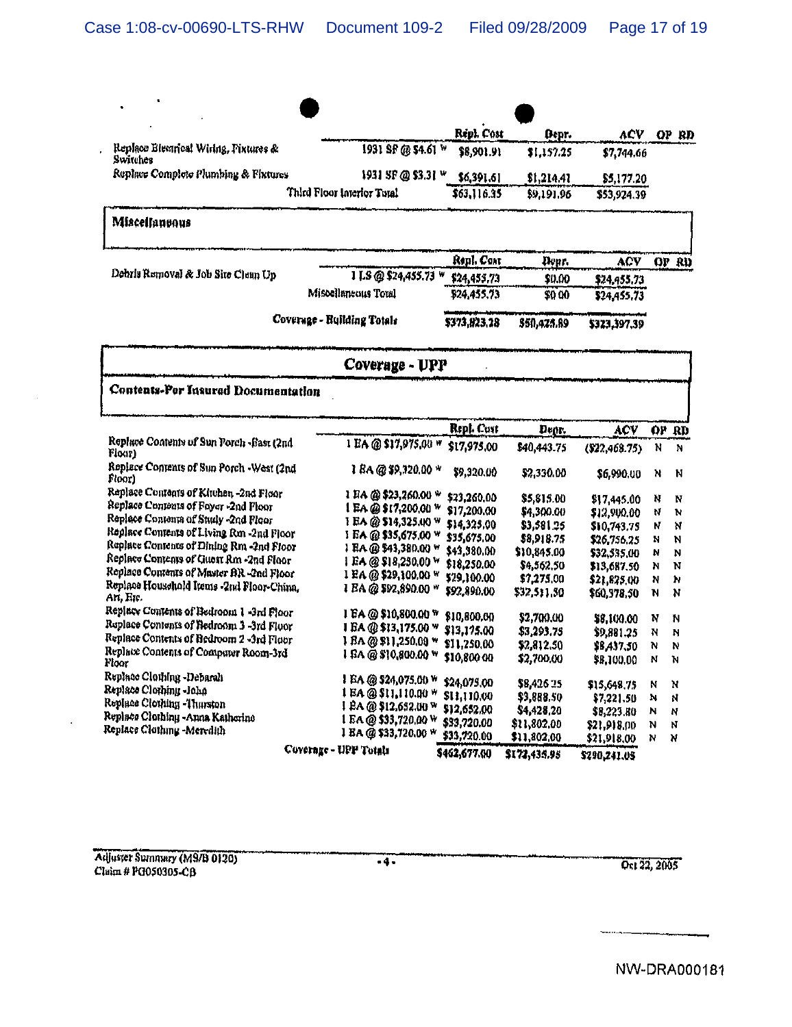| | | Repl. Cost | Depr. | ACV | OP | RD |
|---|---|---|---|---|---|---|
| Replace Electrical Wiring, Fixtures & Switches | 1931 SF @ $4.61 W | $8,901.91 | $1,157.25 | $7,744.66 | | |
| Replace Complete Plumbing & Fixtures | 1931 SF @ $3.31 W | $6,391.61 | $1,214.41 | $5,177.20 | | |
| | Third Floor Interior Total | $63,116.35 | $9,191.96 | $53,924.39 | | |

**Miscellaneous**

| | | Repl. Cost | Depr. | ACV | OP | RD |
|---|---|---|---|---|---|---|
| Debris Removal & Job Site Clean Up | 1 LS @ $24,455.73 W | $24,455.73 | $0.00 | $24,455.73 | | |
| | Miscellaneous Total | $24,455.73 | $0.00 | $24,455.73 | | |
| | Coverage - Building Totals | $373,823.28 | $50,425.89 | $323,397.39 | | |

## Coverage - UPP

**Contents-Per Insured Documentation**

| | | Repl. Cost | Depr. | ACV | OP | RD |
|---|---|---|---|---|---|---|
| Replace Contents of Sun Porch -East (2nd Floor) | 1 EA @ $17,975.00 W | $17,975.00 | $40,443.75 | ($22,468.75) | N | N |
| Replace Contents of Sun Porch -West (2nd Floor) | 1 EA @ $9,320.00 W | $9,320.00 | $2,330.00 | $6,990.00 | N | N |
| Replace Contents of Kitchen -2nd Floor | 1 EA @ $23,260.00 W | $23,260.00 | $5,815.00 | $17,445.00 | N | N |
| Replace Contents of Foyer -2nd Floor | 1 EA @ $17,200.00 W | $17,200.00 | $4,300.00 | $12,900.00 | N | N |
| Replace Contents of Study -2nd Floor | 1 EA @ $14,325.00 W | $14,325.00 | $3,581.25 | $10,743.75 | N | N |
| Replace Contents of Living Rm -2nd Floor | 1 EA @ $35,675.00 W | $35,675.00 | $8,918.75 | $26,756.25 | N | N |
| Replace Contents of Dining Rm -2nd Floor | 1 EA @ $43,380.00 W | $43,380.00 | $10,845.00 | $32,535.00 | N | N |
| Replace Contents of Guest Rm -2nd Floor | 1 EA @ $18,250.00 W | $18,250.00 | $4,562.50 | $13,687.50 | N | N |
| Replace Contents of Master BR -2nd Floor | 1 EA @ $29,100.00 W | $29,100.00 | $7,275.00 | $21,825.00 | N | N |
| Replace Household Items -2nd Floor-China, Art, Etc. | 1 EA @ $92,890.00 W | $92,890.00 | $32,511.50 | $60,378.50 | N | N |
| Replace Contents of Bedroom 1 -3rd Floor | 1 EA @ $10,800.00 W | $10,800.00 | $2,700.00 | $8,100.00 | N | N |
| Replace Contents of Bedroom 3 -3rd Floor | 1 EA @ $13,175.00 W | $13,175.00 | $3,293.75 | $9,881.25 | N | N |
| Replace Contents of Bedroom 2 -3rd Floor | 1 EA @ $11,250.00 W | $11,250.00 | $2,812.50 | $8,437.50 | N | N |
| Replace Contents of Computer Room-3rd Floor | 1 EA @ $10,800.00 W | $10,800.00 | $2,700.00 | $8,100.00 | N | N |
| Replace Clothing -Deborah | 1 EA @ $24,075.00 W | $24,075.00 | $8,426.25 | $15,648.75 | N | N |
| Replace Clothing -John | 1 EA @ $11,110.00 W | $11,110.00 | $3,888.50 | $7,221.50 | N | N |
| Replace Clothing -Thurston | 1 EA @ $12,652.00 W | $12,652.00 | $4,428.20 | $8,223.80 | N | N |
| Replace Clothing -Anna Katherine | 1 EA @ $33,720.00 W | $33,720.00 | $11,802.00 | $21,918.00 | N | N |
| Replace Clothing -Meredith | 1 EA @ $33,720.00 W | $33,720.00 | $11,802.00 | $21,918.00 | N | N |
| | Coverage - UPP Totals | $462,677.00 | $172,435.95 | $290,241.05 | | |

Adjuster Summary (M9/B 0120)
Claim # FG050305-CB

Oct 22, 2005

NW-DRA000181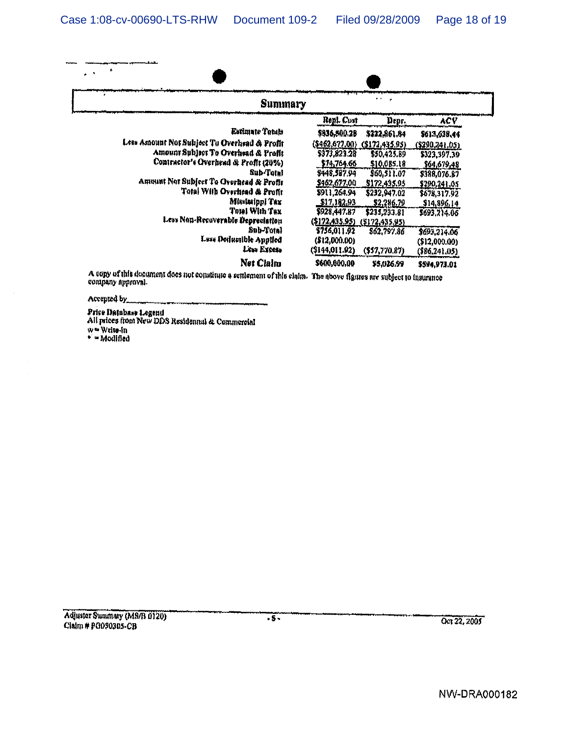## Summary

| | Repl. Cost | Depr. | ACV |
|---|---|---|---|
| Estimate Totals | $836,500.28 | $222,861.84 | $613,638.44 |
| Less Amount Not Subject To Overhead & Profit | ($462,677.00) | ($172,435.95) | ($290,241.05) |
| Amount Subject To Overhead & Profit | $373,823.28 | $50,425.89 | $323,397.39 |
| Contractor's Overhead & Profit (20%) | $74,764.66 | $10,085.18 | $64,679.48 |
| Sub-Total | $448,587.94 | $60,511.07 | $388,076.87 |
| Amount Not Subject To Overhead & Profit | $462,677.00 | $172,435.95 | $290,241.05 |
| Total With Overhead & Profit | $911,264.94 | $232,947.02 | $678,317.92 |
| Mississippi Tax | $17,182.93 | $2,286.79 | $14,896.14 |
| Total With Tax | $928,447.87 | $235,233.81 | $693,214.06 |
| Less Non-Recoverable Depreciation | ($172,435.95) | ($172,435.95) | |
| Sub-Total | $756,011.92 | $62,797.86 | $693,214.06 |
| Less Deductible Applied | ($12,000.00) | | ($12,000.00) |
| Less Excess | ($144,011.92) | ($57,770.87) | ($86,241.05) |
| **Net Claim** | $600,000.00 | $5,026.99 | $594,973.01 |

A copy of this document does not constitute a settlement of this claim. The above figures are subject to insurance company approval.

Accepted by_______________________________

Price Database Legend
All prices from New DDS Residential & Commercial
w = Write-in
* = Modified

Adjuster Summary (MS/B 0120)
Claim # PG050305-CB

Oct 22, 2005

NW-DRA000182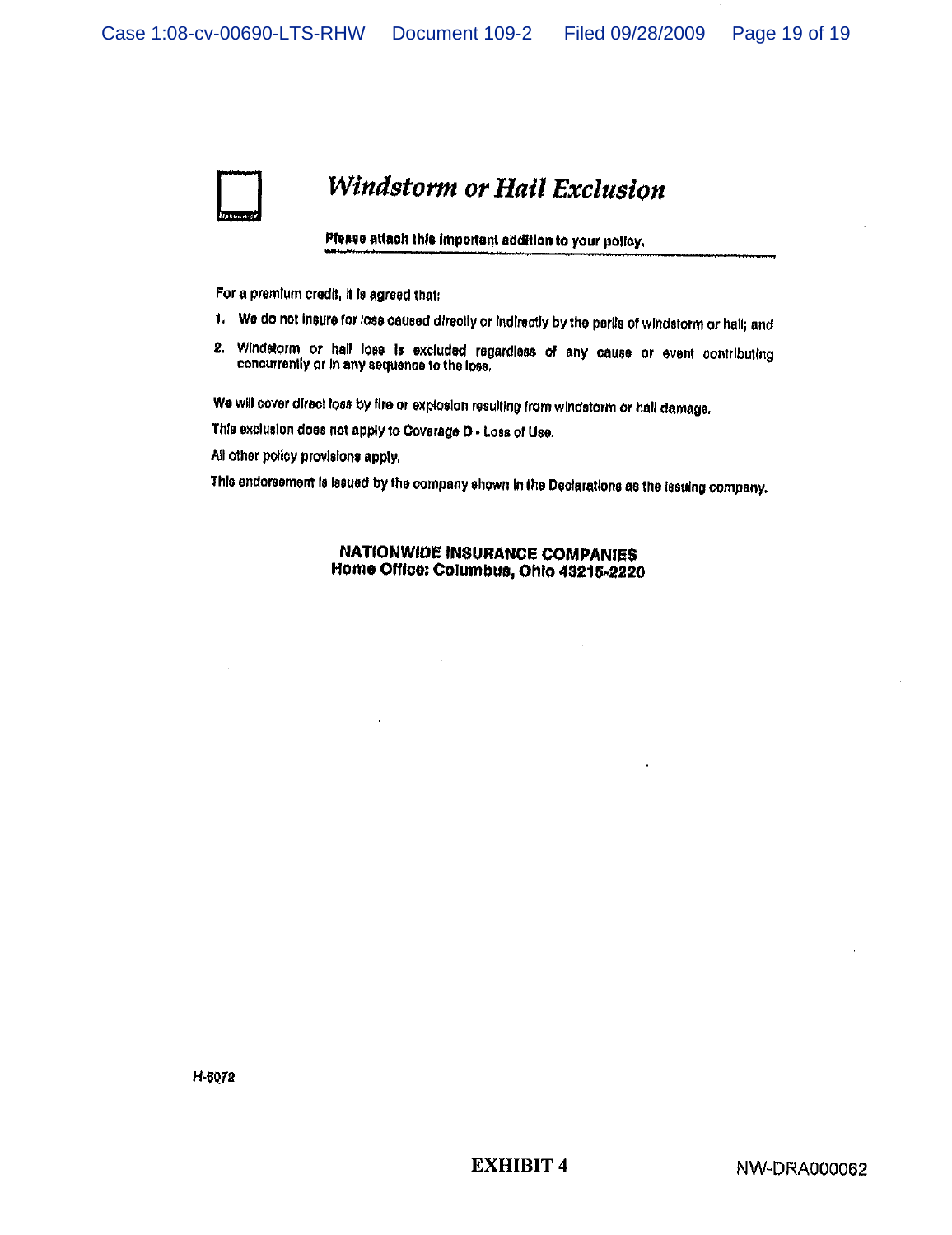# *Windstorm or Hail Exclusion*

**Please attach this important addition to your policy.**

For a premium credit, it is agreed that:

1. We do not insure for loss caused directly or indirectly by the perils of windstorm or hail; and
2. Windstorm or hail loss is excluded regardless of any cause or event contributing concurrently or in any sequence to the loss.

We will cover direct loss by fire or explosion resulting from windstorm or hail damage.

This exclusion does not apply to Coverage D - Loss of Use.

All other policy provisions apply.

This endorsement is issued by the company shown in the Declarations as the issuing company.

**NATIONWIDE INSURANCE COMPANIES**
**Home Office: Columbus, Ohio 43215-2220**

H-6072

**EXHIBIT 4**

NW-DRA000062